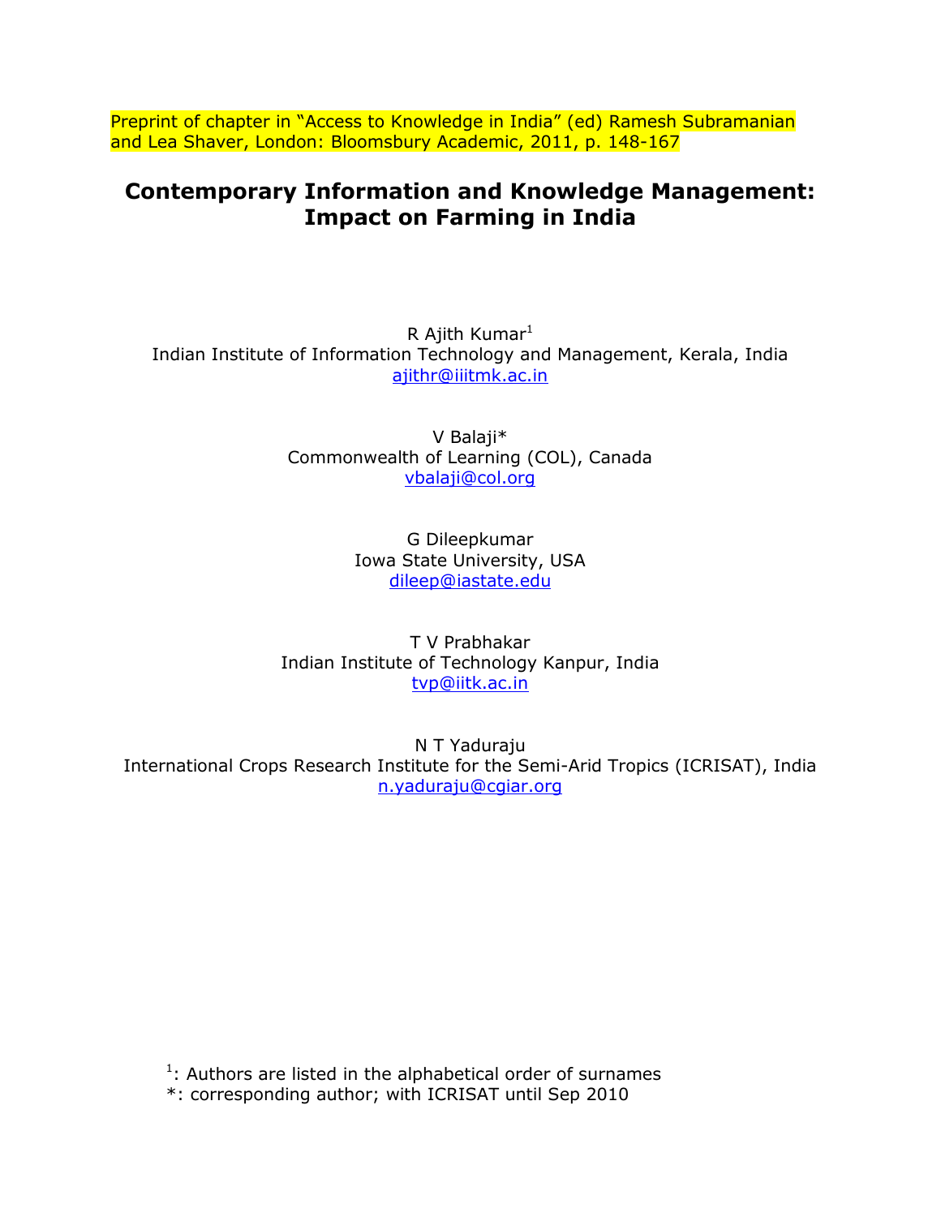Preprint of chapter in "Access to Knowledge in India" (ed) Ramesh Subramanian and Lea Shaver, London: Bloomsbury Academic, 2011, p. 148-167

# Contemporary Information and Knowledge Management: Impact on Farming in India

R Ajith Kumar[1]
Indian Institute of Information Technology and Management, Kerala, India
ajithr@iiitmk.ac.in

V Balaji*
Commonwealth of Learning (COL), Canada
vbalaji@col.org

G Dileepkumar
Iowa State University, USA
dileep@iastate.edu

T V Prabhakar
Indian Institute of Technology Kanpur, India
tvp@iitk.ac.in

N T Yaduraju
International Crops Research Institute for the Semi-Arid Tropics (ICRISAT), India
n.yaduraju@cgiar.org

[1]: Authors are listed in the alphabetical order of surnames
*: corresponding author; with ICRISAT until Sep 2010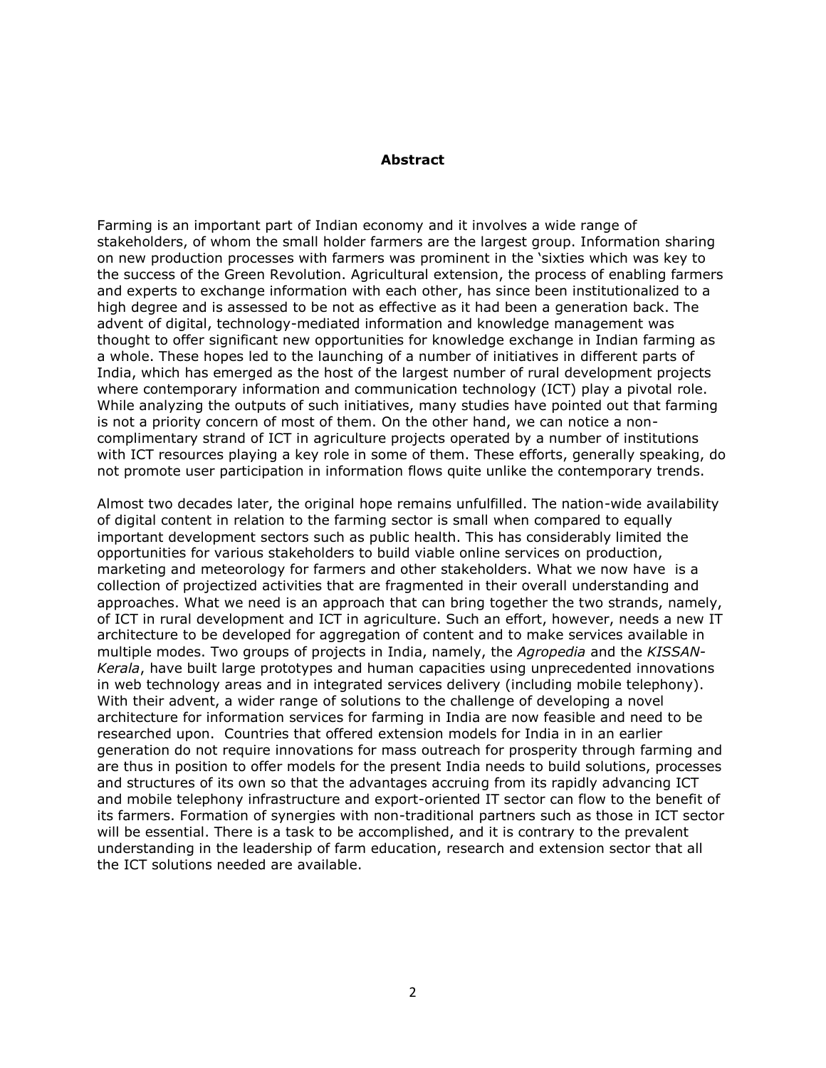## Abstract

Farming is an important part of Indian economy and it involves a wide range of stakeholders, of whom the small holder farmers are the largest group. Information sharing on new production processes with farmers was prominent in the 'sixties which was key to the success of the Green Revolution. Agricultural extension, the process of enabling farmers and experts to exchange information with each other, has since been institutionalized to a high degree and is assessed to be not as effective as it had been a generation back. The advent of digital, technology-mediated information and knowledge management was thought to offer significant new opportunities for knowledge exchange in Indian farming as a whole. These hopes led to the launching of a number of initiatives in different parts of India, which has emerged as the host of the largest number of rural development projects where contemporary information and communication technology (ICT) play a pivotal role. While analyzing the outputs of such initiatives, many studies have pointed out that farming is not a priority concern of most of them. On the other hand, we can notice a non-complimentary strand of ICT in agriculture projects operated by a number of institutions with ICT resources playing a key role in some of them. These efforts, generally speaking, do not promote user participation in information flows quite unlike the contemporary trends.

Almost two decades later, the original hope remains unfulfilled. The nation-wide availability of digital content in relation to the farming sector is small when compared to equally important development sectors such as public health. This has considerably limited the opportunities for various stakeholders to build viable online services on production, marketing and meteorology for farmers and other stakeholders. What we now have is a collection of projectized activities that are fragmented in their overall understanding and approaches. What we need is an approach that can bring together the two strands, namely, of ICT in rural development and ICT in agriculture. Such an effort, however, needs a new IT architecture to be developed for aggregation of content and to make services available in multiple modes. Two groups of projects in India, namely, the *Agropedia* and the *KISSAN-Kerala*, have built large prototypes and human capacities using unprecedented innovations in web technology areas and in integrated services delivery (including mobile telephony). With their advent, a wider range of solutions to the challenge of developing a novel architecture for information services for farming in India are now feasible and need to be researched upon. Countries that offered extension models for India in in an earlier generation do not require innovations for mass outreach for prosperity through farming and are thus in position to offer models for the present India needs to build solutions, processes and structures of its own so that the advantages accruing from its rapidly advancing ICT and mobile telephony infrastructure and export-oriented IT sector can flow to the benefit of its farmers. Formation of synergies with non-traditional partners such as those in ICT sector will be essential. There is a task to be accomplished, and it is contrary to the prevalent understanding in the leadership of farm education, research and extension sector that all the ICT solutions needed are available.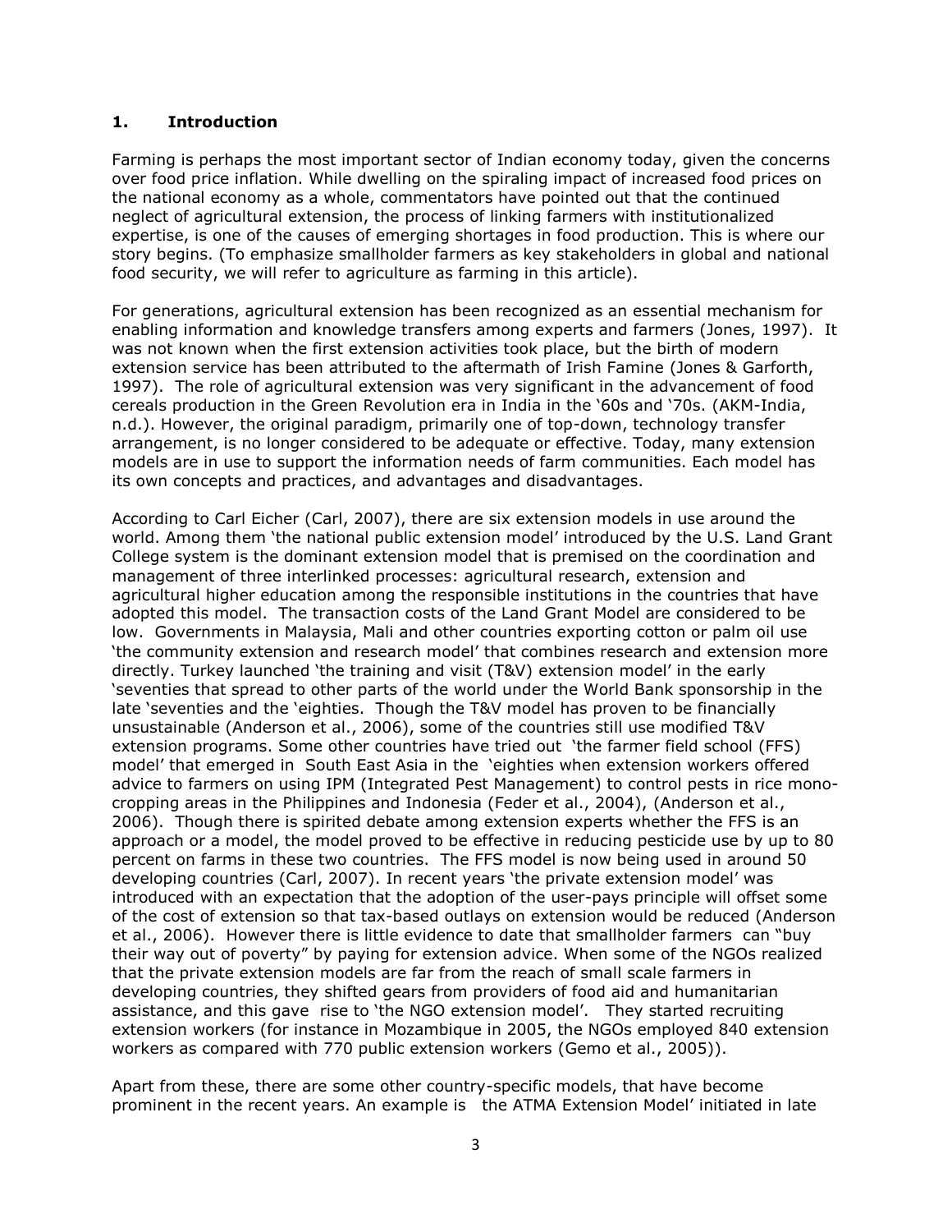## 1. Introduction

Farming is perhaps the most important sector of Indian economy today, given the concerns over food price inflation. While dwelling on the spiraling impact of increased food prices on the national economy as a whole, commentators have pointed out that the continued neglect of agricultural extension, the process of linking farmers with institutionalized expertise, is one of the causes of emerging shortages in food production. This is where our story begins. (To emphasize smallholder farmers as key stakeholders in global and national food security, we will refer to agriculture as farming in this article).

For generations, agricultural extension has been recognized as an essential mechanism for enabling information and knowledge transfers among experts and farmers (Jones, 1997). It was not known when the first extension activities took place, but the birth of modern extension service has been attributed to the aftermath of Irish Famine (Jones & Garforth, 1997). The role of agricultural extension was very significant in the advancement of food cereals production in the Green Revolution era in India in the '60s and '70s. (AKM-India, n.d.). However, the original paradigm, primarily one of top-down, technology transfer arrangement, is no longer considered to be adequate or effective. Today, many extension models are in use to support the information needs of farm communities. Each model has its own concepts and practices, and advantages and disadvantages.

According to Carl Eicher (Carl, 2007), there are six extension models in use around the world. Among them 'the national public extension model' introduced by the U.S. Land Grant College system is the dominant extension model that is premised on the coordination and management of three interlinked processes: agricultural research, extension and agricultural higher education among the responsible institutions in the countries that have adopted this model. The transaction costs of the Land Grant Model are considered to be low. Governments in Malaysia, Mali and other countries exporting cotton or palm oil use 'the community extension and research model' that combines research and extension more directly. Turkey launched 'the training and visit (T&V) extension model' in the early 'seventies that spread to other parts of the world under the World Bank sponsorship in the late 'seventies and the 'eighties. Though the T&V model has proven to be financially unsustainable (Anderson et al., 2006), some of the countries still use modified T&V extension programs. Some other countries have tried out 'the farmer field school (FFS) model' that emerged in South East Asia in the 'eighties when extension workers offered advice to farmers on using IPM (Integrated Pest Management) to control pests in rice mono-cropping areas in the Philippines and Indonesia (Feder et al., 2004), (Anderson et al., 2006). Though there is spirited debate among extension experts whether the FFS is an approach or a model, the model proved to be effective in reducing pesticide use by up to 80 percent on farms in these two countries. The FFS model is now being used in around 50 developing countries (Carl, 2007). In recent years 'the private extension model' was introduced with an expectation that the adoption of the user-pays principle will offset some of the cost of extension so that tax-based outlays on extension would be reduced (Anderson et al., 2006). However there is little evidence to date that smallholder farmers can "buy their way out of poverty" by paying for extension advice. When some of the NGOs realized that the private extension models are far from the reach of small scale farmers in developing countries, they shifted gears from providers of food aid and humanitarian assistance, and this gave rise to 'the NGO extension model'. They started recruiting extension workers (for instance in Mozambique in 2005, the NGOs employed 840 extension workers as compared with 770 public extension workers (Gemo et al., 2005)).

Apart from these, there are some other country-specific models, that have become prominent in the recent years. An example is the ATMA Extension Model' initiated in late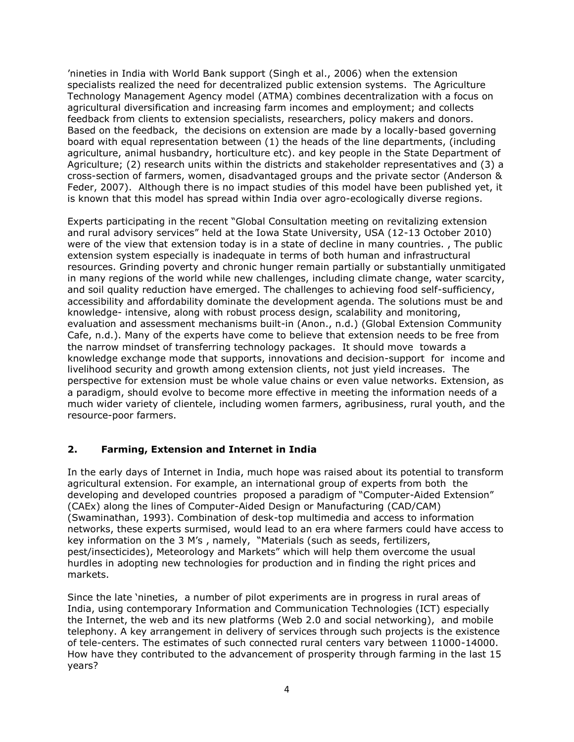'nineties in India with World Bank support (Singh et al., 2006) when the extension specialists realized the need for decentralized public extension systems. The Agriculture Technology Management Agency model (ATMA) combines decentralization with a focus on agricultural diversification and increasing farm incomes and employment; and collects feedback from clients to extension specialists, researchers, policy makers and donors. Based on the feedback, the decisions on extension are made by a locally-based governing board with equal representation between (1) the heads of the line departments, (including agriculture, animal husbandry, horticulture etc). and key people in the State Department of Agriculture; (2) research units within the districts and stakeholder representatives and (3) a cross-section of farmers, women, disadvantaged groups and the private sector (Anderson & Feder, 2007). Although there is no impact studies of this model have been published yet, it is known that this model has spread within India over agro-ecologically diverse regions.

Experts participating in the recent "Global Consultation meeting on revitalizing extension and rural advisory services" held at the Iowa State University, USA (12-13 October 2010) were of the view that extension today is in a state of decline in many countries. , The public extension system especially is inadequate in terms of both human and infrastructural resources. Grinding poverty and chronic hunger remain partially or substantially unmitigated in many regions of the world while new challenges, including climate change, water scarcity, and soil quality reduction have emerged. The challenges to achieving food self-sufficiency, accessibility and affordability dominate the development agenda. The solutions must be and knowledge- intensive, along with robust process design, scalability and monitoring, evaluation and assessment mechanisms built-in (Anon., n.d.) (Global Extension Community Cafe, n.d.). Many of the experts have come to believe that extension needs to be free from the narrow mindset of transferring technology packages. It should move towards a knowledge exchange mode that supports, innovations and decision-support for income and livelihood security and growth among extension clients, not just yield increases. The perspective for extension must be whole value chains or even value networks. Extension, as a paradigm, should evolve to become more effective in meeting the information needs of a much wider variety of clientele, including women farmers, agribusiness, rural youth, and the resource-poor farmers.

## 2. Farming, Extension and Internet in India

In the early days of Internet in India, much hope was raised about its potential to transform agricultural extension. For example, an international group of experts from both the developing and developed countries proposed a paradigm of "Computer-Aided Extension" (CAEx) along the lines of Computer-Aided Design or Manufacturing (CAD/CAM) (Swaminathan, 1993). Combination of desk-top multimedia and access to information networks, these experts surmised, would lead to an era where farmers could have access to key information on the 3 M's , namely, "Materials (such as seeds, fertilizers, pest/insecticides), Meteorology and Markets" which will help them overcome the usual hurdles in adopting new technologies for production and in finding the right prices and markets.

Since the late 'nineties, a number of pilot experiments are in progress in rural areas of India, using contemporary Information and Communication Technologies (ICT) especially the Internet, the web and its new platforms (Web 2.0 and social networking), and mobile telephony. A key arrangement in delivery of services through such projects is the existence of tele-centers. The estimates of such connected rural centers vary between 11000-14000. How have they contributed to the advancement of prosperity through farming in the last 15 years?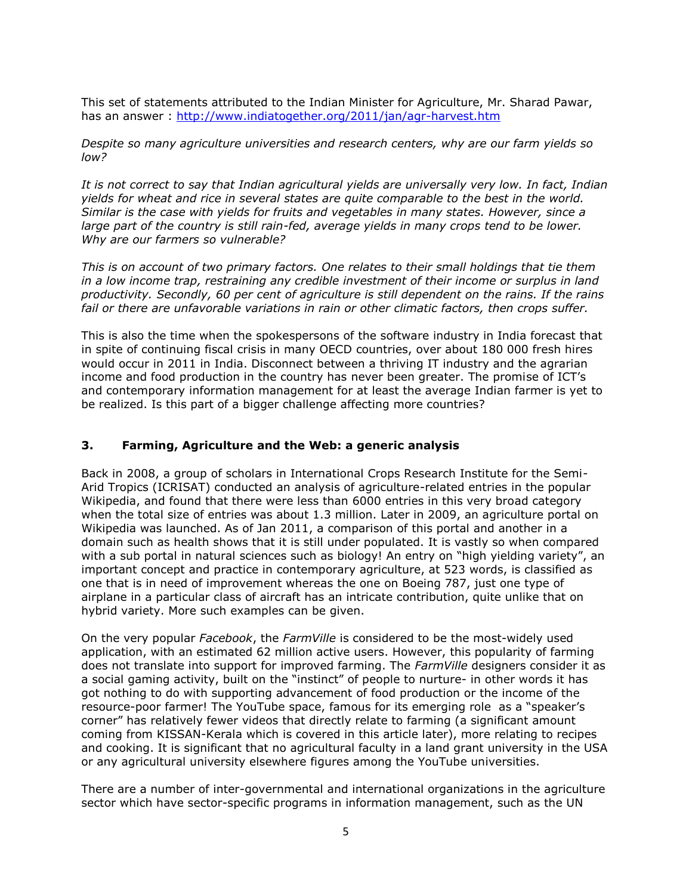This set of statements attributed to the Indian Minister for Agriculture, Mr. Sharad Pawar, has an answer : http://www.indiatogether.org/2011/jan/agr-harvest.htm

*Despite so many agriculture universities and research centers, why are our farm yields so low?*

*It is not correct to say that Indian agricultural yields are universally very low. In fact, Indian yields for wheat and rice in several states are quite comparable to the best in the world. Similar is the case with yields for fruits and vegetables in many states. However, since a large part of the country is still rain-fed, average yields in many crops tend to be lower. Why are our farmers so vulnerable?*

*This is on account of two primary factors. One relates to their small holdings that tie them in a low income trap, restraining any credible investment of their income or surplus in land productivity. Secondly, 60 per cent of agriculture is still dependent on the rains. If the rains fail or there are unfavorable variations in rain or other climatic factors, then crops suffer.*

This is also the time when the spokespersons of the software industry in India forecast that in spite of continuing fiscal crisis in many OECD countries, over about 180 000 fresh hires would occur in 2011 in India. Disconnect between a thriving IT industry and the agrarian income and food production in the country has never been greater. The promise of ICT's and contemporary information management for at least the average Indian farmer is yet to be realized. Is this part of a bigger challenge affecting more countries?

## 3. Farming, Agriculture and the Web: a generic analysis

Back in 2008, a group of scholars in International Crops Research Institute for the Semi-Arid Tropics (ICRISAT) conducted an analysis of agriculture-related entries in the popular Wikipedia, and found that there were less than 6000 entries in this very broad category when the total size of entries was about 1.3 million. Later in 2009, an agriculture portal on Wikipedia was launched. As of Jan 2011, a comparison of this portal and another in a domain such as health shows that it is still under populated. It is vastly so when compared with a sub portal in natural sciences such as biology! An entry on "high yielding variety", an important concept and practice in contemporary agriculture, at 523 words, is classified as one that is in need of improvement whereas the one on Boeing 787, just one type of airplane in a particular class of aircraft has an intricate contribution, quite unlike that on hybrid variety. More such examples can be given.

On the very popular *Facebook*, the *FarmVille* is considered to be the most-widely used application, with an estimated 62 million active users. However, this popularity of farming does not translate into support for improved farming. The *FarmVille* designers consider it as a social gaming activity, built on the "instinct" of people to nurture- in other words it has got nothing to do with supporting advancement of food production or the income of the resource-poor farmer! The YouTube space, famous for its emerging role as a "speaker's corner" has relatively fewer videos that directly relate to farming (a significant amount coming from KISSAN-Kerala which is covered in this article later), more relating to recipes and cooking. It is significant that no agricultural faculty in a land grant university in the USA or any agricultural university elsewhere figures among the YouTube universities.

There are a number of inter-governmental and international organizations in the agriculture sector which have sector-specific programs in information management, such as the UN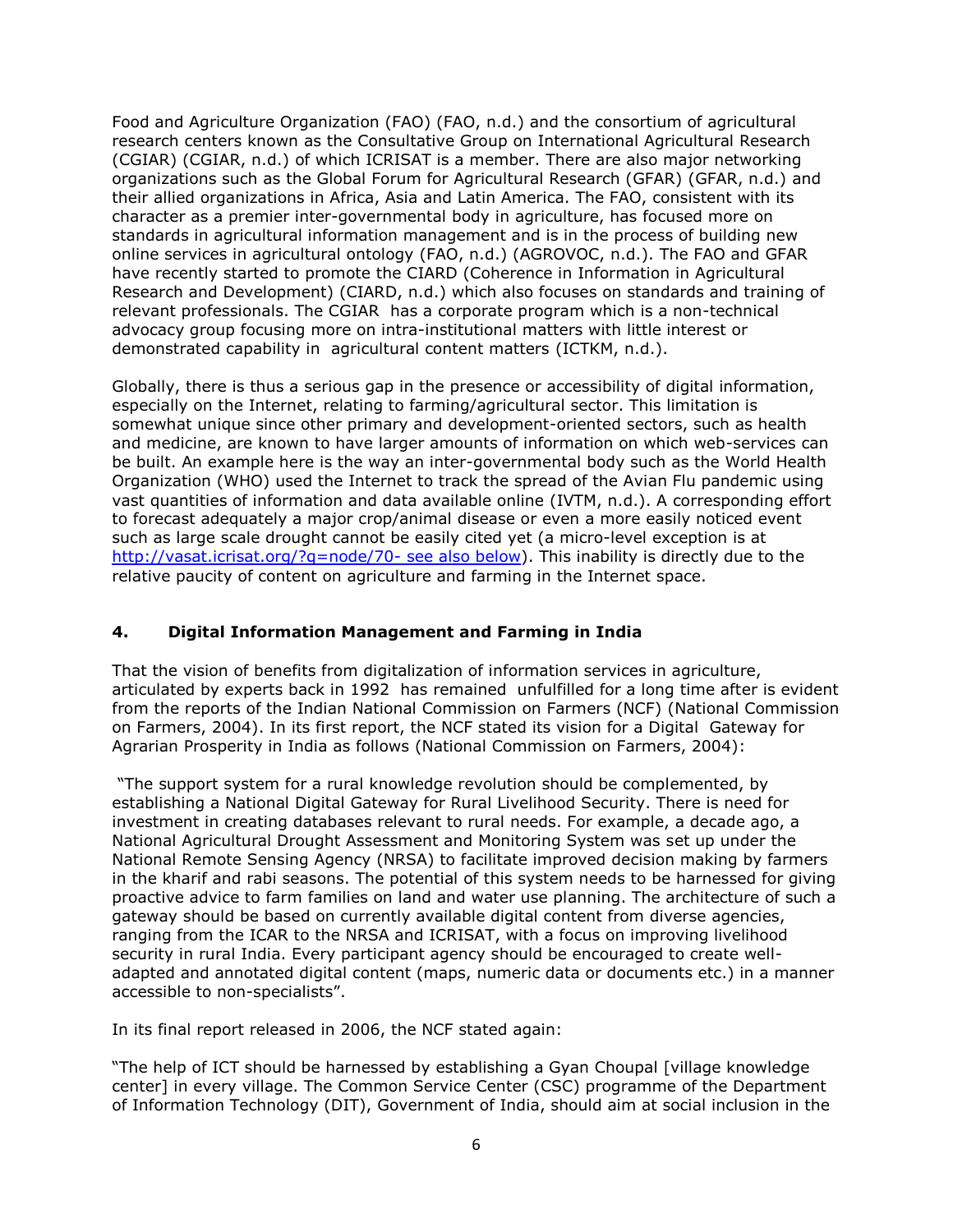Food and Agriculture Organization (FAO) (FAO, n.d.) and the consortium of agricultural research centers known as the Consultative Group on International Agricultural Research (CGIAR) (CGIAR, n.d.) of which ICRISAT is a member. There are also major networking organizations such as the Global Forum for Agricultural Research (GFAR) (GFAR, n.d.) and their allied organizations in Africa, Asia and Latin America. The FAO, consistent with its character as a premier inter-governmental body in agriculture, has focused more on standards in agricultural information management and is in the process of building new online services in agricultural ontology (FAO, n.d.) (AGROVOC, n.d.). The FAO and GFAR have recently started to promote the CIARD (Coherence in Information in Agricultural Research and Development) (CIARD, n.d.) which also focuses on standards and training of relevant professionals. The CGIAR has a corporate program which is a non-technical advocacy group focusing more on intra-institutional matters with little interest or demonstrated capability in agricultural content matters (ICTKM, n.d.).

Globally, there is thus a serious gap in the presence or accessibility of digital information, especially on the Internet, relating to farming/agricultural sector. This limitation is somewhat unique since other primary and development-oriented sectors, such as health and medicine, are known to have larger amounts of information on which web-services can be built. An example here is the way an inter-governmental body such as the World Health Organization (WHO) used the Internet to track the spread of the Avian Flu pandemic using vast quantities of information and data available online (IVTM, n.d.). A corresponding effort to forecast adequately a major crop/animal disease or even a more easily noticed event such as large scale drought cannot be easily cited yet (a micro-level exception is at http://vasat.icrisat.org/?q=node/70- see also below). This inability is directly due to the relative paucity of content on agriculture and farming in the Internet space.

## 4. Digital Information Management and Farming in India

That the vision of benefits from digitalization of information services in agriculture, articulated by experts back in 1992 has remained unfulfilled for a long time after is evident from the reports of the Indian National Commission on Farmers (NCF) (National Commission on Farmers, 2004). In its first report, the NCF stated its vision for a Digital Gateway for Agrarian Prosperity in India as follows (National Commission on Farmers, 2004):

"The support system for a rural knowledge revolution should be complemented, by establishing a National Digital Gateway for Rural Livelihood Security. There is need for investment in creating databases relevant to rural needs. For example, a decade ago, a National Agricultural Drought Assessment and Monitoring System was set up under the National Remote Sensing Agency (NRSA) to facilitate improved decision making by farmers in the kharif and rabi seasons. The potential of this system needs to be harnessed for giving proactive advice to farm families on land and water use planning. The architecture of such a gateway should be based on currently available digital content from diverse agencies, ranging from the ICAR to the NRSA and ICRISAT, with a focus on improving livelihood security in rural India. Every participant agency should be encouraged to create well-adapted and annotated digital content (maps, numeric data or documents etc.) in a manner accessible to non-specialists".

In its final report released in 2006, the NCF stated again:

"The help of ICT should be harnessed by establishing a Gyan Choupal [village knowledge center] in every village. The Common Service Center (CSC) programme of the Department of Information Technology (DIT), Government of India, should aim at social inclusion in the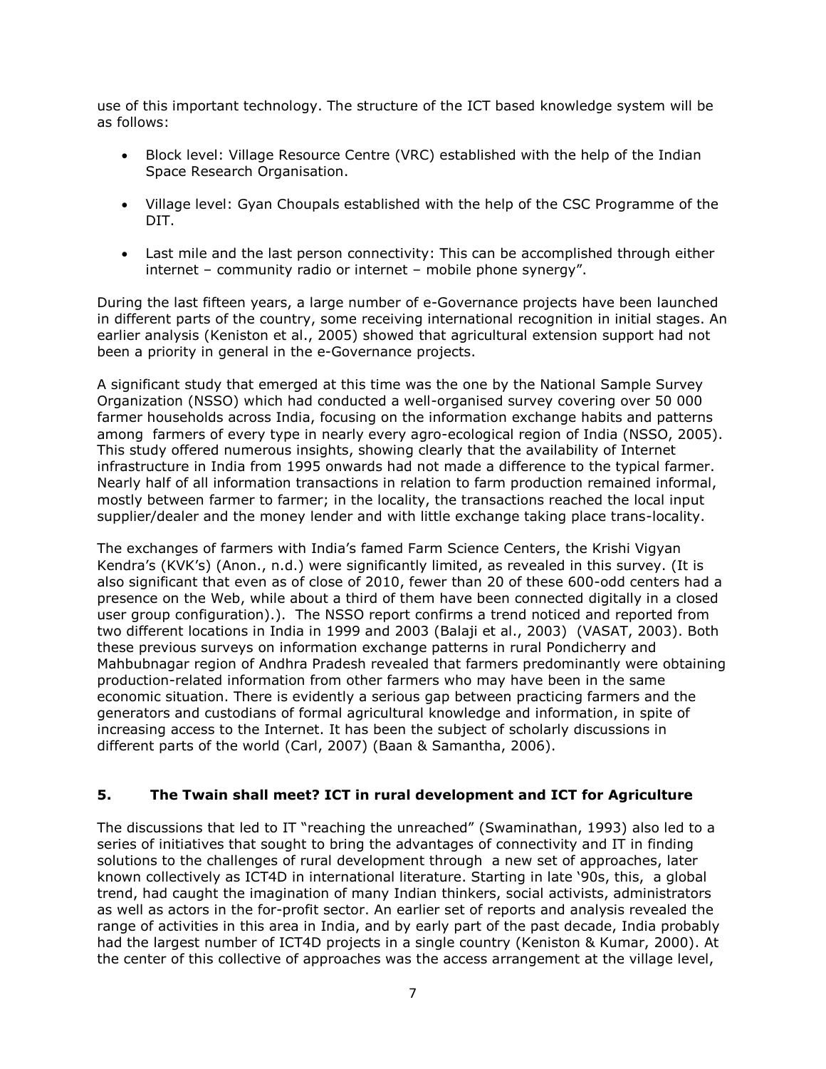use of this important technology. The structure of the ICT based knowledge system will be as follows:

- Block level: Village Resource Centre (VRC) established with the help of the Indian Space Research Organisation.
- Village level: Gyan Choupals established with the help of the CSC Programme of the DIT.
- Last mile and the last person connectivity: This can be accomplished through either internet – community radio or internet – mobile phone synergy".

During the last fifteen years, a large number of e-Governance projects have been launched in different parts of the country, some receiving international recognition in initial stages. An earlier analysis (Keniston et al., 2005) showed that agricultural extension support had not been a priority in general in the e-Governance projects.

A significant study that emerged at this time was the one by the National Sample Survey Organization (NSSO) which had conducted a well-organised survey covering over 50 000 farmer households across India, focusing on the information exchange habits and patterns among farmers of every type in nearly every agro-ecological region of India (NSSO, 2005). This study offered numerous insights, showing clearly that the availability of Internet infrastructure in India from 1995 onwards had not made a difference to the typical farmer. Nearly half of all information transactions in relation to farm production remained informal, mostly between farmer to farmer; in the locality, the transactions reached the local input supplier/dealer and the money lender and with little exchange taking place trans-locality.

The exchanges of farmers with India's famed Farm Science Centers, the Krishi Vigyan Kendra's (KVK's) (Anon., n.d.) were significantly limited, as revealed in this survey. (It is also significant that even as of close of 2010, fewer than 20 of these 600-odd centers had a presence on the Web, while about a third of them have been connected digitally in a closed user group configuration).). The NSSO report confirms a trend noticed and reported from two different locations in India in 1999 and 2003 (Balaji et al., 2003) (VASAT, 2003). Both these previous surveys on information exchange patterns in rural Pondicherry and Mahbubnagar region of Andhra Pradesh revealed that farmers predominantly were obtaining production-related information from other farmers who may have been in the same economic situation. There is evidently a serious gap between practicing farmers and the generators and custodians of formal agricultural knowledge and information, in spite of increasing access to the Internet. It has been the subject of scholarly discussions in different parts of the world (Carl, 2007) (Baan & Samantha, 2006).

## 5. The Twain shall meet? ICT in rural development and ICT for Agriculture

The discussions that led to IT "reaching the unreached" (Swaminathan, 1993) also led to a series of initiatives that sought to bring the advantages of connectivity and IT in finding solutions to the challenges of rural development through a new set of approaches, later known collectively as ICT4D in international literature. Starting in late '90s, this, a global trend, had caught the imagination of many Indian thinkers, social activists, administrators as well as actors in the for-profit sector. An earlier set of reports and analysis revealed the range of activities in this area in India, and by early part of the past decade, India probably had the largest number of ICT4D projects in a single country (Keniston & Kumar, 2000). At the center of this collective of approaches was the access arrangement at the village level,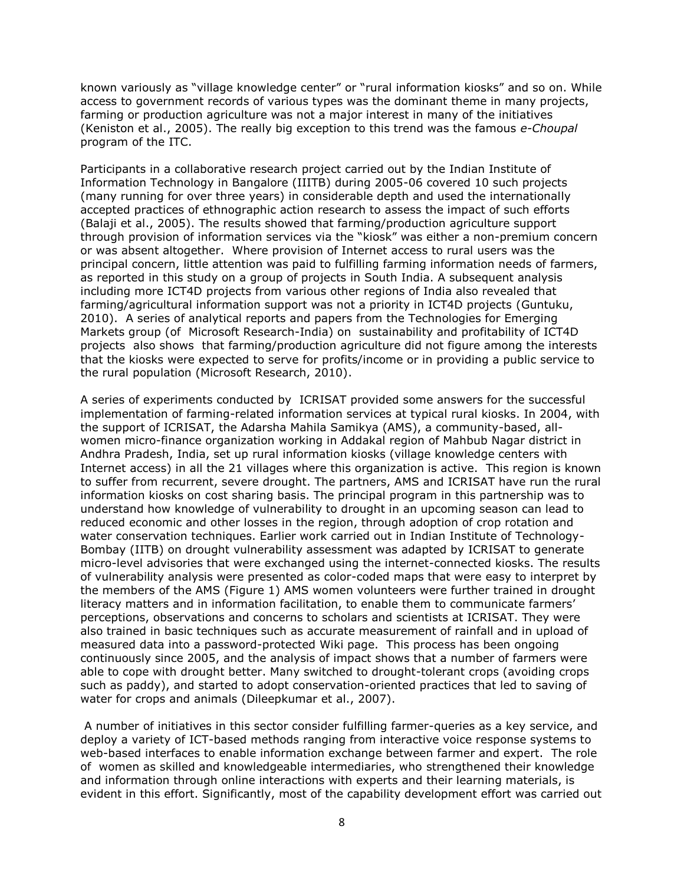known variously as "village knowledge center" or "rural information kiosks" and so on. While access to government records of various types was the dominant theme in many projects, farming or production agriculture was not a major interest in many of the initiatives (Keniston et al., 2005). The really big exception to this trend was the famous *e-Choupal* program of the ITC.

Participants in a collaborative research project carried out by the Indian Institute of Information Technology in Bangalore (IIITB) during 2005-06 covered 10 such projects (many running for over three years) in considerable depth and used the internationally accepted practices of ethnographic action research to assess the impact of such efforts (Balaji et al., 2005). The results showed that farming/production agriculture support through provision of information services via the "kiosk" was either a non-premium concern or was absent altogether. Where provision of Internet access to rural users was the principal concern, little attention was paid to fulfilling farming information needs of farmers, as reported in this study on a group of projects in South India. A subsequent analysis including more ICT4D projects from various other regions of India also revealed that farming/agricultural information support was not a priority in ICT4D projects (Guntuku, 2010). A series of analytical reports and papers from the Technologies for Emerging Markets group (of Microsoft Research-India) on sustainability and profitability of ICT4D projects also shows that farming/production agriculture did not figure among the interests that the kiosks were expected to serve for profits/income or in providing a public service to the rural population (Microsoft Research, 2010).

A series of experiments conducted by ICRISAT provided some answers for the successful implementation of farming-related information services at typical rural kiosks. In 2004, with the support of ICRISAT, the Adarsha Mahila Samikya (AMS), a community-based, all-women micro-finance organization working in Addakal region of Mahbub Nagar district in Andhra Pradesh, India, set up rural information kiosks (village knowledge centers with Internet access) in all the 21 villages where this organization is active. This region is known to suffer from recurrent, severe drought. The partners, AMS and ICRISAT have run the rural information kiosks on cost sharing basis. The principal program in this partnership was to understand how knowledge of vulnerability to drought in an upcoming season can lead to reduced economic and other losses in the region, through adoption of crop rotation and water conservation techniques. Earlier work carried out in Indian Institute of Technology-Bombay (IITB) on drought vulnerability assessment was adapted by ICRISAT to generate micro-level advisories that were exchanged using the internet-connected kiosks. The results of vulnerability analysis were presented as color-coded maps that were easy to interpret by the members of the AMS (Figure 1) AMS women volunteers were further trained in drought literacy matters and in information facilitation, to enable them to communicate farmers' perceptions, observations and concerns to scholars and scientists at ICRISAT. They were also trained in basic techniques such as accurate measurement of rainfall and in upload of measured data into a password-protected Wiki page. This process has been ongoing continuously since 2005, and the analysis of impact shows that a number of farmers were able to cope with drought better. Many switched to drought-tolerant crops (avoiding crops such as paddy), and started to adopt conservation-oriented practices that led to saving of water for crops and animals (Dileepkumar et al., 2007).

A number of initiatives in this sector consider fulfilling farmer-queries as a key service, and deploy a variety of ICT-based methods ranging from interactive voice response systems to web-based interfaces to enable information exchange between farmer and expert. The role of women as skilled and knowledgeable intermediaries, who strengthened their knowledge and information through online interactions with experts and their learning materials, is evident in this effort. Significantly, most of the capability development effort was carried out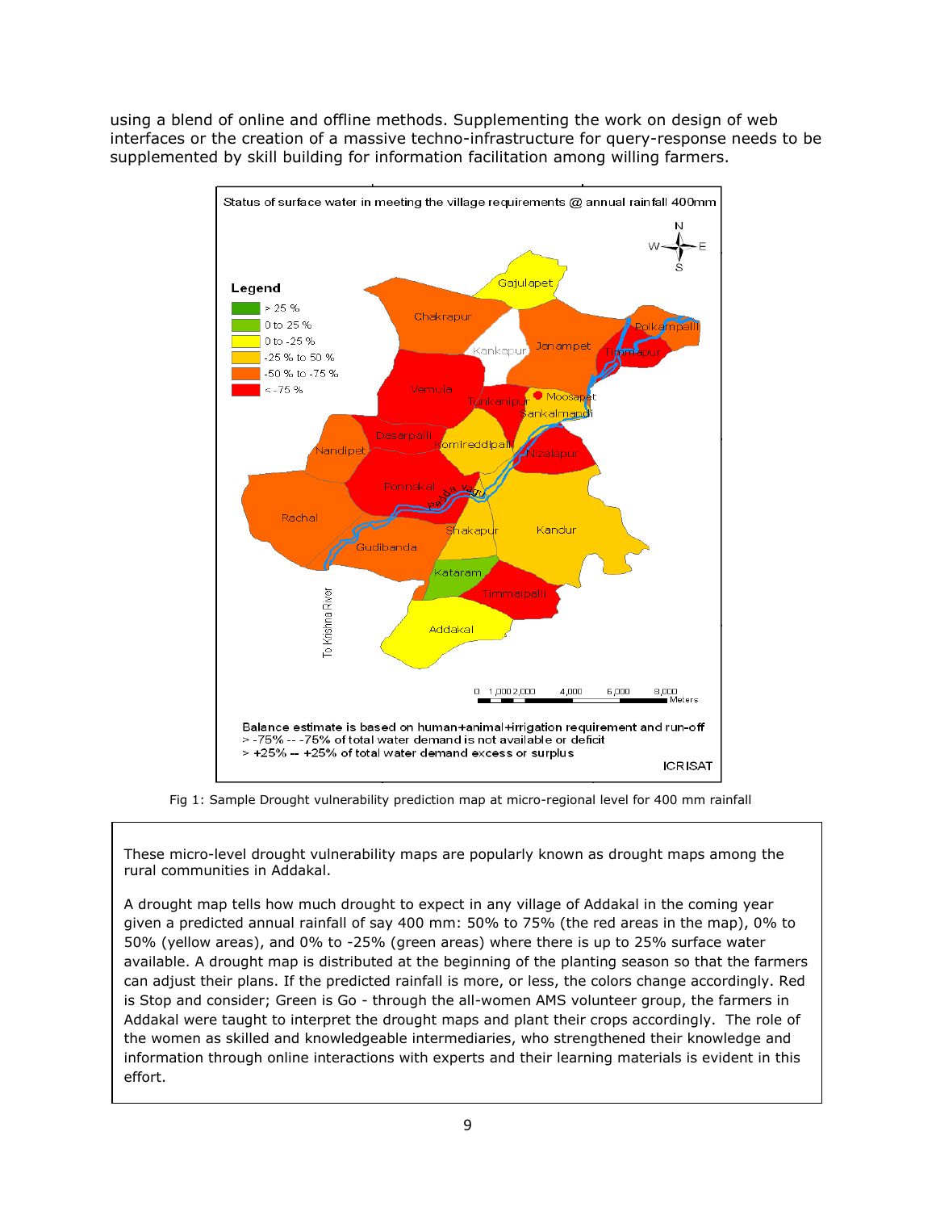using a blend of online and offline methods. Supplementing the work on design of web interfaces or the creation of a massive techno-infrastructure for query-response needs to be supplemented by skill building for information facilitation among willing farmers.

Fig 1: Sample Drought vulnerability prediction map at micro-regional level for 400 mm rainfall

These micro-level drought vulnerability maps are popularly known as drought maps among the rural communities in Addakal.

A drought map tells how much drought to expect in any village of Addakal in the coming year given a predicted annual rainfall of say 400 mm: 50% to 75% (the red areas in the map), 0% to 50% (yellow areas), and 0% to -25% (green areas) where there is up to 25% surface water available. A drought map is distributed at the beginning of the planting season so that the farmers can adjust their plans. If the predicted rainfall is more, or less, the colors change accordingly. Red is Stop and consider; Green is Go - through the all-women AMS volunteer group, the farmers in Addakal were taught to interpret the drought maps and plant their crops accordingly. The role of the women as skilled and knowledgeable intermediaries, who strengthened their knowledge and information through online interactions with experts and their learning materials is evident in this effort.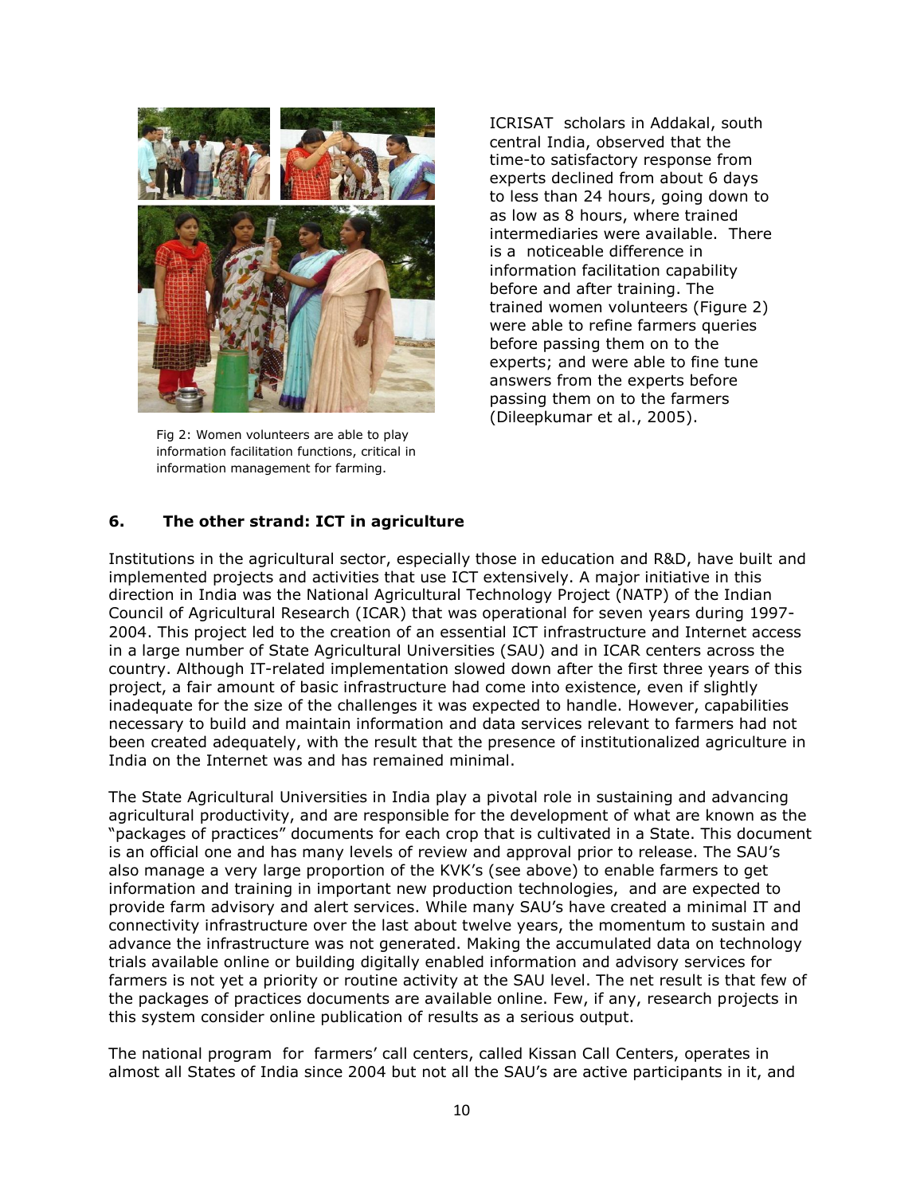Fig 2: Women volunteers are able to play information facilitation functions, critical in information management for farming.

ICRISAT scholars in Addakal, south central India, observed that the time-to satisfactory response from experts declined from about 6 days to less than 24 hours, going down to as low as 8 hours, where trained intermediaries were available. There is a noticeable difference in information facilitation capability before and after training. The trained women volunteers (Figure 2) were able to refine farmers queries before passing them on to the experts; and were able to fine tune answers from the experts before passing them on to the farmers (Dileepkumar et al., 2005).

## 6. The other strand: ICT in agriculture

Institutions in the agricultural sector, especially those in education and R&D, have built and implemented projects and activities that use ICT extensively. A major initiative in this direction in India was the National Agricultural Technology Project (NATP) of the Indian Council of Agricultural Research (ICAR) that was operational for seven years during 1997-2004. This project led to the creation of an essential ICT infrastructure and Internet access in a large number of State Agricultural Universities (SAU) and in ICAR centers across the country. Although IT-related implementation slowed down after the first three years of this project, a fair amount of basic infrastructure had come into existence, even if slightly inadequate for the size of the challenges it was expected to handle. However, capabilities necessary to build and maintain information and data services relevant to farmers had not been created adequately, with the result that the presence of institutionalized agriculture in India on the Internet was and has remained minimal.

The State Agricultural Universities in India play a pivotal role in sustaining and advancing agricultural productivity, and are responsible for the development of what are known as the "packages of practices" documents for each crop that is cultivated in a State. This document is an official one and has many levels of review and approval prior to release. The SAU's also manage a very large proportion of the KVK's (see above) to enable farmers to get information and training in important new production technologies, and are expected to provide farm advisory and alert services. While many SAU's have created a minimal IT and connectivity infrastructure over the last about twelve years, the momentum to sustain and advance the infrastructure was not generated. Making the accumulated data on technology trials available online or building digitally enabled information and advisory services for farmers is not yet a priority or routine activity at the SAU level. The net result is that few of the packages of practices documents are available online. Few, if any, research projects in this system consider online publication of results as a serious output.

The national program for farmers' call centers, called Kissan Call Centers, operates in almost all States of India since 2004 but not all the SAU's are active participants in it, and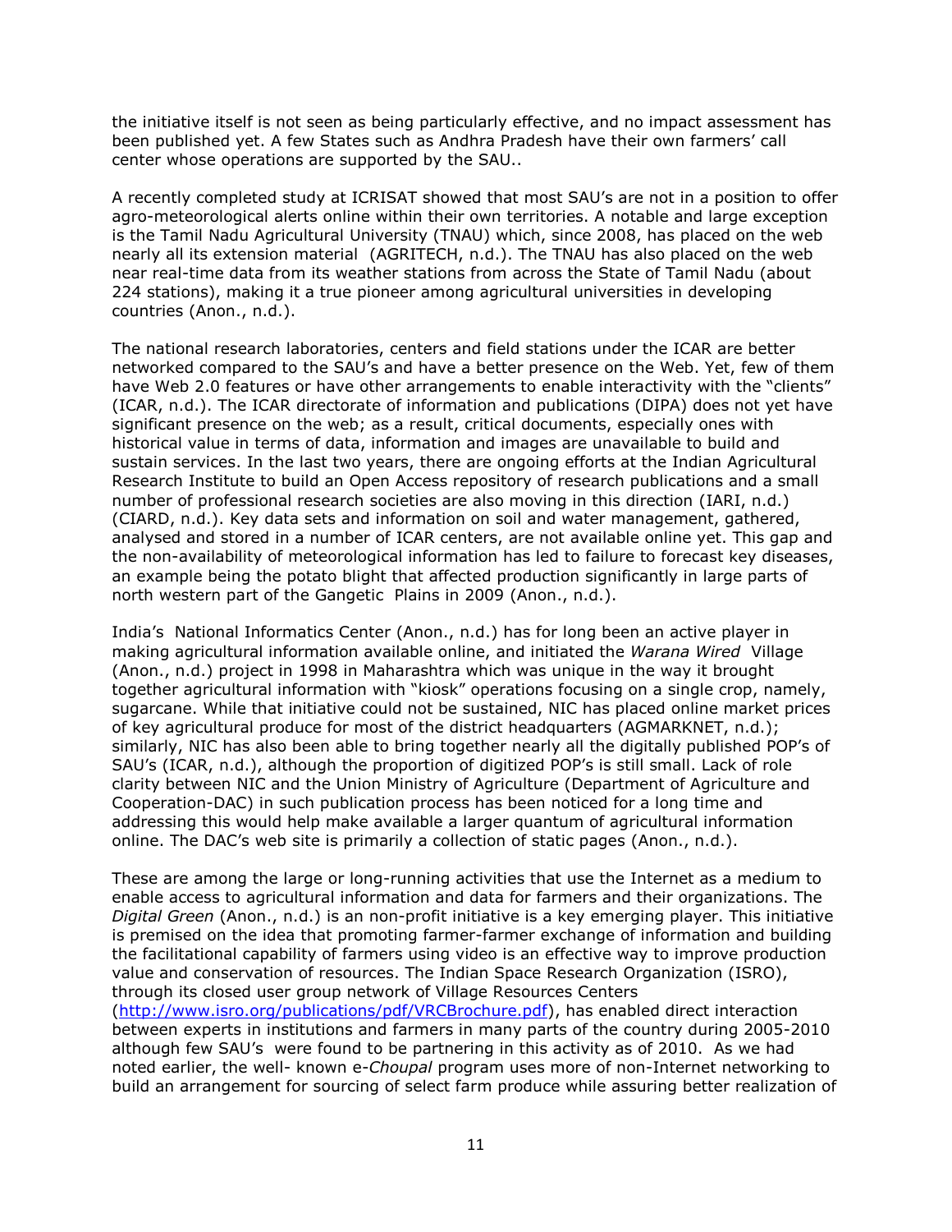the initiative itself is not seen as being particularly effective, and no impact assessment has been published yet. A few States such as Andhra Pradesh have their own farmers' call center whose operations are supported by the SAU..

A recently completed study at ICRISAT showed that most SAU's are not in a position to offer agro-meteorological alerts online within their own territories. A notable and large exception is the Tamil Nadu Agricultural University (TNAU) which, since 2008, has placed on the web nearly all its extension material (AGRITECH, n.d.). The TNAU has also placed on the web near real-time data from its weather stations from across the State of Tamil Nadu (about 224 stations), making it a true pioneer among agricultural universities in developing countries (Anon., n.d.).

The national research laboratories, centers and field stations under the ICAR are better networked compared to the SAU's and have a better presence on the Web. Yet, few of them have Web 2.0 features or have other arrangements to enable interactivity with the "clients" (ICAR, n.d.). The ICAR directorate of information and publications (DIPA) does not yet have significant presence on the web; as a result, critical documents, especially ones with historical value in terms of data, information and images are unavailable to build and sustain services. In the last two years, there are ongoing efforts at the Indian Agricultural Research Institute to build an Open Access repository of research publications and a small number of professional research societies are also moving in this direction (IARI, n.d.) (CIARD, n.d.). Key data sets and information on soil and water management, gathered, analysed and stored in a number of ICAR centers, are not available online yet. This gap and the non-availability of meteorological information has led to failure to forecast key diseases, an example being the potato blight that affected production significantly in large parts of north western part of the Gangetic Plains in 2009 (Anon., n.d.).

India's National Informatics Center (Anon., n.d.) has for long been an active player in making agricultural information available online, and initiated the *Warana Wired* Village (Anon., n.d.) project in 1998 in Maharashtra which was unique in the way it brought together agricultural information with "kiosk" operations focusing on a single crop, namely, sugarcane. While that initiative could not be sustained, NIC has placed online market prices of key agricultural produce for most of the district headquarters (AGMARKNET, n.d.); similarly, NIC has also been able to bring together nearly all the digitally published POP's of SAU's (ICAR, n.d.), although the proportion of digitized POP's is still small. Lack of role clarity between NIC and the Union Ministry of Agriculture (Department of Agriculture and Cooperation-DAC) in such publication process has been noticed for a long time and addressing this would help make available a larger quantum of agricultural information online. The DAC's web site is primarily a collection of static pages (Anon., n.d.).

These are among the large or long-running activities that use the Internet as a medium to enable access to agricultural information and data for farmers and their organizations. The *Digital Green* (Anon., n.d.) is an non-profit initiative is a key emerging player. This initiative is premised on the idea that promoting farmer-farmer exchange of information and building the facilitational capability of farmers using video is an effective way to improve production value and conservation of resources. The Indian Space Research Organization (ISRO), through its closed user group network of Village Resources Centers (http://www.isro.org/publications/pdf/VRCBrochure.pdf), has enabled direct interaction between experts in institutions and farmers in many parts of the country during 2005-2010 although few SAU's were found to be partnering in this activity as of 2010. As we had noted earlier, the well- known e-*Choupal* program uses more of non-Internet networking to build an arrangement for sourcing of select farm produce while assuring better realization of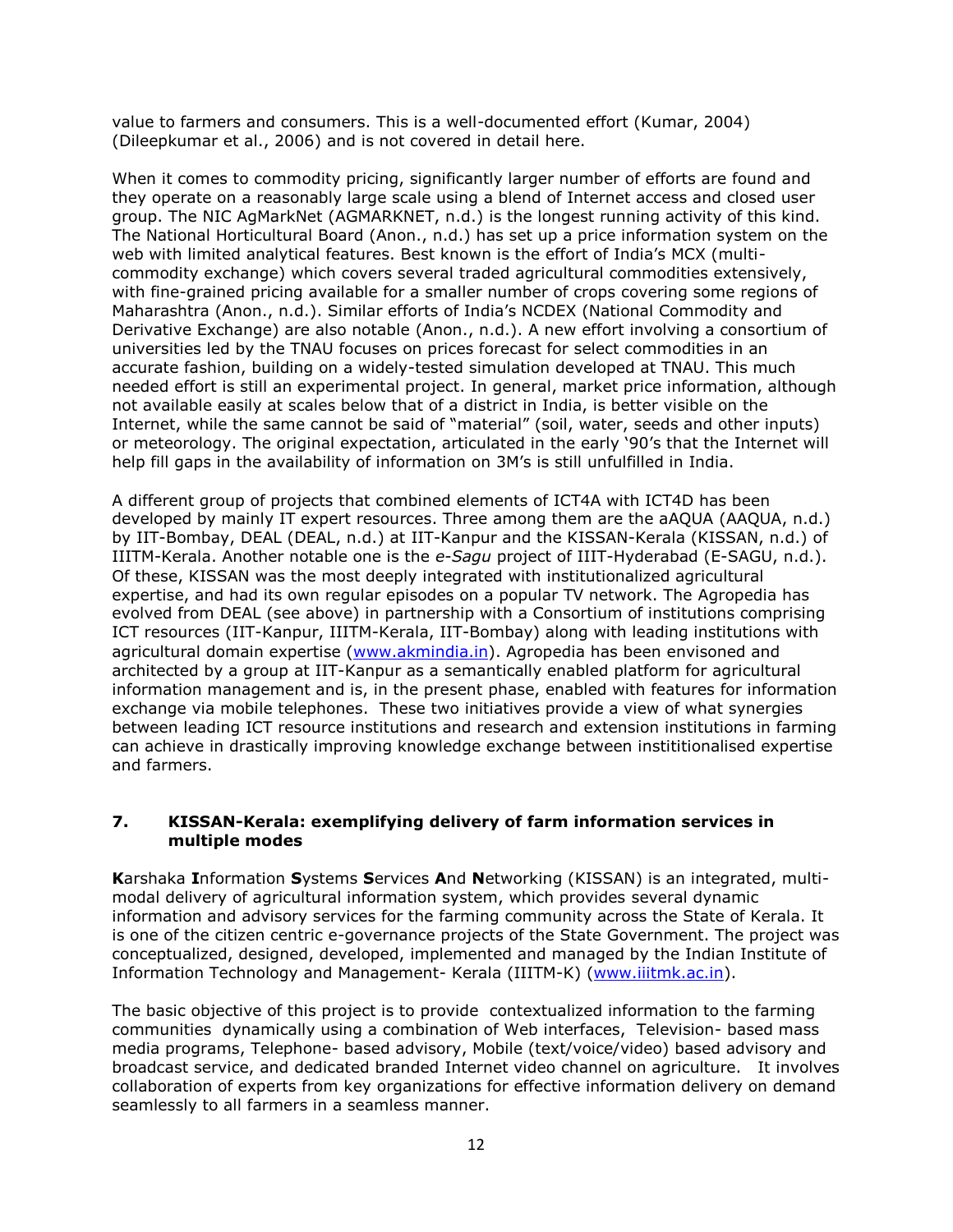value to farmers and consumers. This is a well-documented effort (Kumar, 2004) (Dileepkumar et al., 2006) and is not covered in detail here.

When it comes to commodity pricing, significantly larger number of efforts are found and they operate on a reasonably large scale using a blend of Internet access and closed user group. The NIC AgMarkNet (AGMARKNET, n.d.) is the longest running activity of this kind. The National Horticultural Board (Anon., n.d.) has set up a price information system on the web with limited analytical features. Best known is the effort of India's MCX (multi-commodity exchange) which covers several traded agricultural commodities extensively, with fine-grained pricing available for a smaller number of crops covering some regions of Maharashtra (Anon., n.d.). Similar efforts of India's NCDEX (National Commodity and Derivative Exchange) are also notable (Anon., n.d.). A new effort involving a consortium of universities led by the TNAU focuses on prices forecast for select commodities in an accurate fashion, building on a widely-tested simulation developed at TNAU. This much needed effort is still an experimental project. In general, market price information, although not available easily at scales below that of a district in India, is better visible on the Internet, while the same cannot be said of "material" (soil, water, seeds and other inputs) or meteorology. The original expectation, articulated in the early '90's that the Internet will help fill gaps in the availability of information on 3M's is still unfulfilled in India.

A different group of projects that combined elements of ICT4A with ICT4D has been developed by mainly IT expert resources. Three among them are the aAQUA (AAQUA, n.d.) by IIT-Bombay, DEAL (DEAL, n.d.) at IIT-Kanpur and the KISSAN-Kerala (KISSAN, n.d.) of IIITM-Kerala. Another notable one is the *e-Sagu* project of IIIT-Hyderabad (E-SAGU, n.d.). Of these, KISSAN was the most deeply integrated with institutionalized agricultural expertise, and had its own regular episodes on a popular TV network. The Agropedia has evolved from DEAL (see above) in partnership with a Consortium of institutions comprising ICT resources (IIT-Kanpur, IIITM-Kerala, IIT-Bombay) along with leading institutions with agricultural domain expertise (www.akmindia.in). Agropedia has been envisoned and architected by a group at IIT-Kanpur as a semantically enabled platform for agricultural information management and is, in the present phase, enabled with features for information exchange via mobile telephones. These two initiatives provide a view of what synergies between leading ICT resource institutions and research and extension institutions in farming can achieve in drastically improving knowledge exchange between instititionalised expertise and farmers.

## 7. KISSAN-Kerala: exemplifying delivery of farm information services in multiple modes

**K**arshaka **I**nformation **S**ystems **S**ervices **A**nd **N**etworking (KISSAN) is an integrated, multi-modal delivery of agricultural information system, which provides several dynamic information and advisory services for the farming community across the State of Kerala. It is one of the citizen centric e-governance projects of the State Government. The project was conceptualized, designed, developed, implemented and managed by the Indian Institute of Information Technology and Management- Kerala (IIITM-K) (www.iiitmk.ac.in).

The basic objective of this project is to provide contextualized information to the farming communities dynamically using a combination of Web interfaces, Television- based mass media programs, Telephone- based advisory, Mobile (text/voice/video) based advisory and broadcast service, and dedicated branded Internet video channel on agriculture. It involves collaboration of experts from key organizations for effective information delivery on demand seamlessly to all farmers in a seamless manner.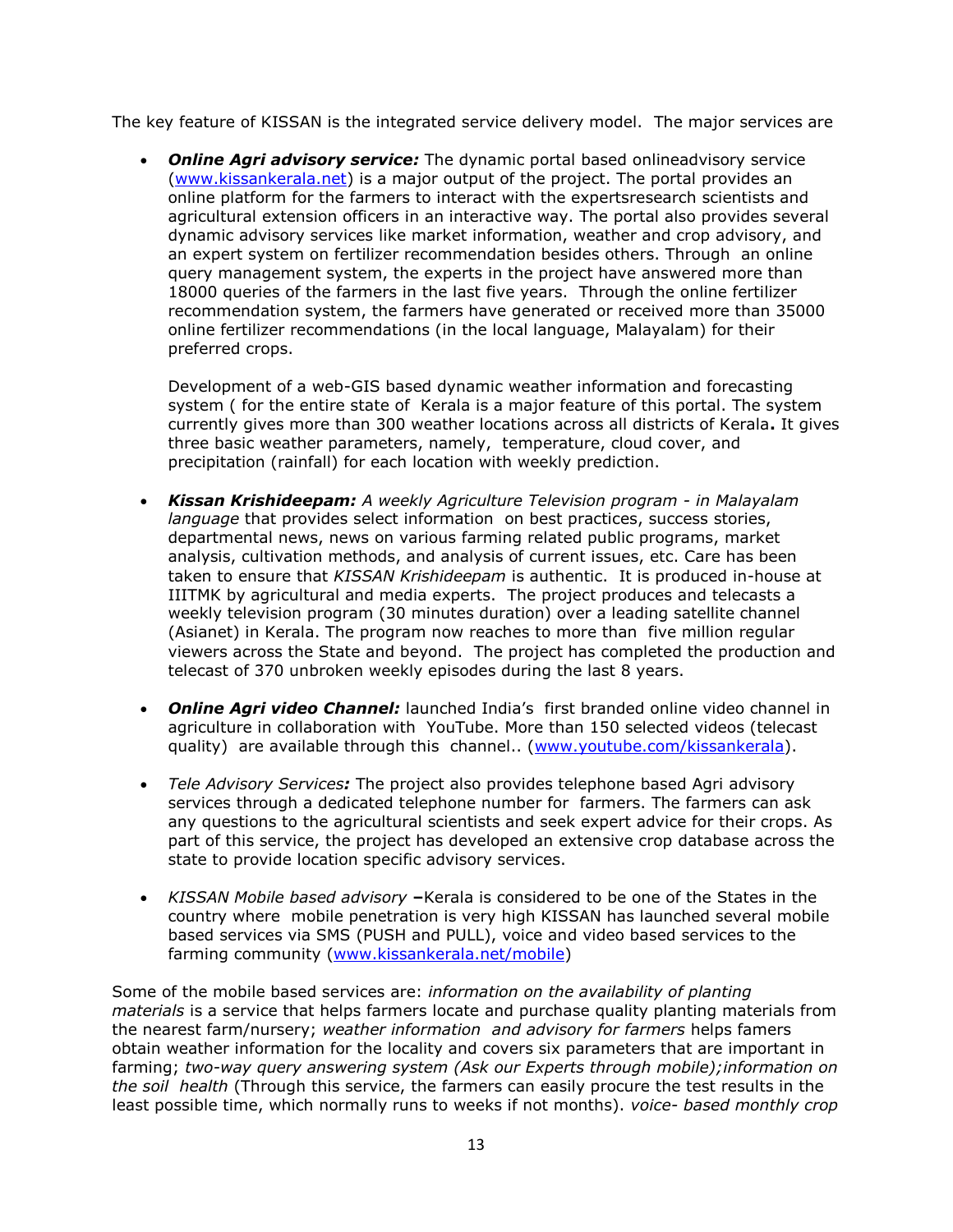The key feature of KISSAN is the integrated service delivery model. The major services are

- ***Online Agri advisory service:*** The dynamic portal based onlineadvisory service ([www.kissankerala.net](www.kissankerala.net)) is a major output of the project. The portal provides an online platform for the farmers to interact with the expertsresearch scientists and agricultural extension officers in an interactive way. The portal also provides several dynamic advisory services like market information, weather and crop advisory, and an expert system on fertilizer recommendation besides others. Through an online query management system, the experts in the project have answered more than 18000 queries of the farmers in the last five years. Through the online fertilizer recommendation system, the farmers have generated or received more than 35000 online fertilizer recommendations (in the local language, Malayalam) for their preferred crops.

  Development of a web-GIS based dynamic weather information and forecasting system ( for the entire state of Kerala is a major feature of this portal. The system currently gives more than 300 weather locations across all districts of Kerala**.** It gives three basic weather parameters, namely, temperature, cloud cover, and precipitation (rainfall) for each location with weekly prediction.

- ***Kissan Krishideepam:*** *A weekly Agriculture Television program - in Malayalam language* that provides select information on best practices, success stories, departmental news, news on various farming related public programs, market analysis, cultivation methods, and analysis of current issues, etc. Care has been taken to ensure that *KISSAN Krishideepam* is authentic. It is produced in-house at IIITMK by agricultural and media experts. The project produces and telecasts a weekly television program (30 minutes duration) over a leading satellite channel (Asianet) in Kerala. The program now reaches to more than five million regular viewers across the State and beyond. The project has completed the production and telecast of 370 unbroken weekly episodes during the last 8 years.

- ***Online Agri video Channel:*** launched India's first branded online video channel in agriculture in collaboration with YouTube. More than 150 selected videos (telecast quality) are available through this channel.. ([www.youtube.com/kissankerala](www.youtube.com/kissankerala)).

- *Tele Advisory Services**:*** The project also provides telephone based Agri advisory services through a dedicated telephone number for farmers. The farmers can ask any questions to the agricultural scientists and seek expert advice for their crops. As part of this service, the project has developed an extensive crop database across the state to provide location specific advisory services.

- *KISSAN Mobile based advisory* **–**Kerala is considered to be one of the States in the country where mobile penetration is very high KISSAN has launched several mobile based services via SMS (PUSH and PULL), voice and video based services to the farming community ([www.kissankerala.net/mobile](www.kissankerala.net/mobile))

Some of the mobile based services are: *information on the availability of planting materials* is a service that helps farmers locate and purchase quality planting materials from the nearest farm/nursery; *weather information and advisory for farmers* helps famers obtain weather information for the locality and covers six parameters that are important in farming; *two-way query answering system (Ask our Experts through mobile);information on the soil health* (Through this service, the farmers can easily procure the test results in the least possible time, which normally runs to weeks if not months). *voice- based monthly crop*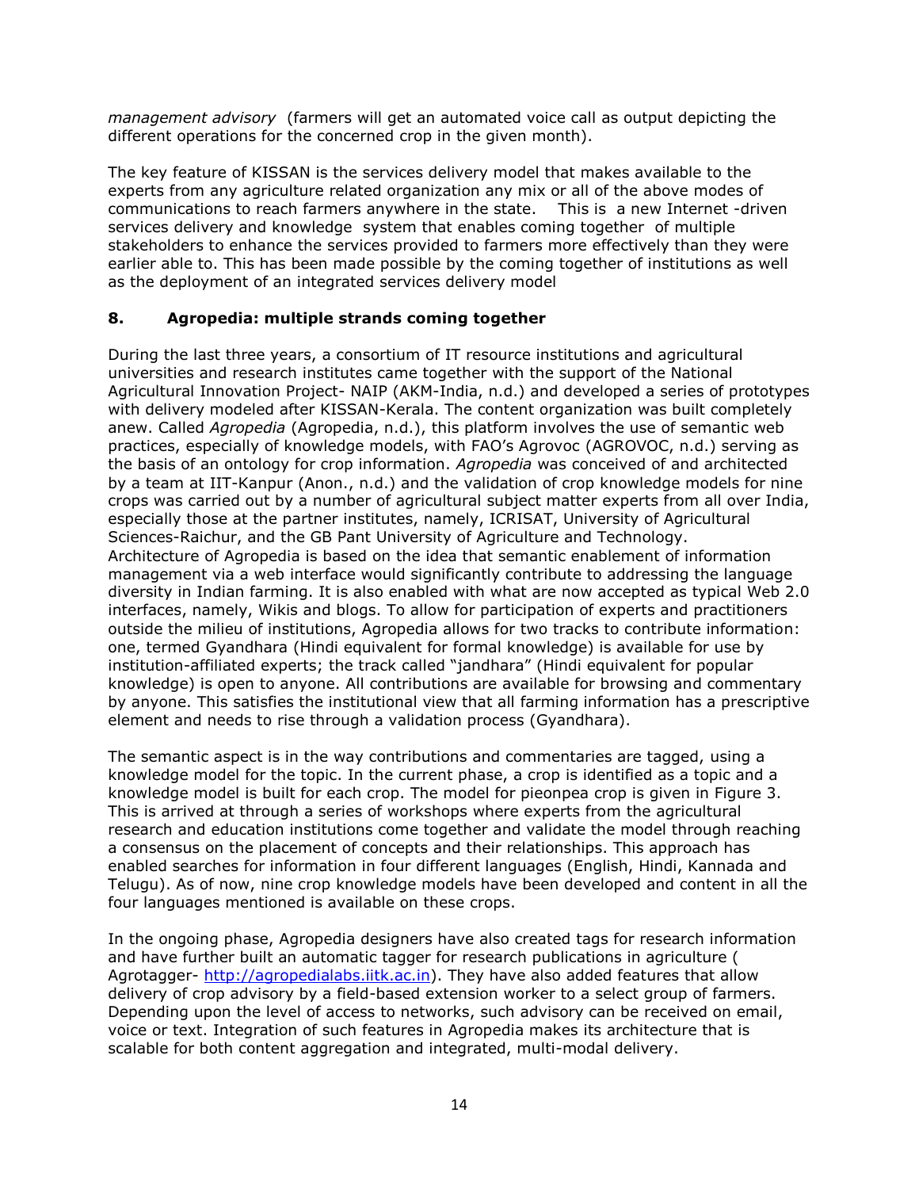*management advisory* (farmers will get an automated voice call as output depicting the different operations for the concerned crop in the given month).

The key feature of KISSAN is the services delivery model that makes available to the experts from any agriculture related organization any mix or all of the above modes of communications to reach farmers anywhere in the state. This is a new Internet -driven services delivery and knowledge system that enables coming together of multiple stakeholders to enhance the services provided to farmers more effectively than they were earlier able to. This has been made possible by the coming together of institutions as well as the deployment of an integrated services delivery model

## 8. Agropedia: multiple strands coming together

During the last three years, a consortium of IT resource institutions and agricultural universities and research institutes came together with the support of the National Agricultural Innovation Project- NAIP (AKM-India, n.d.) and developed a series of prototypes with delivery modeled after KISSAN-Kerala. The content organization was built completely anew. Called *Agropedia* (Agropedia, n.d.), this platform involves the use of semantic web practices, especially of knowledge models, with FAO's Agrovoc (AGROVOC, n.d.) serving as the basis of an ontology for crop information. *Agropedia* was conceived of and architected by a team at IIT-Kanpur (Anon., n.d.) and the validation of crop knowledge models for nine crops was carried out by a number of agricultural subject matter experts from all over India, especially those at the partner institutes, namely, ICRISAT, University of Agricultural Sciences-Raichur, and the GB Pant University of Agriculture and Technology. Architecture of Agropedia is based on the idea that semantic enablement of information management via a web interface would significantly contribute to addressing the language diversity in Indian farming. It is also enabled with what are now accepted as typical Web 2.0 interfaces, namely, Wikis and blogs. To allow for participation of experts and practitioners outside the milieu of institutions, Agropedia allows for two tracks to contribute information: one, termed Gyandhara (Hindi equivalent for formal knowledge) is available for use by institution-affiliated experts; the track called "jandhara" (Hindi equivalent for popular knowledge) is open to anyone. All contributions are available for browsing and commentary by anyone. This satisfies the institutional view that all farming information has a prescriptive element and needs to rise through a validation process (Gyandhara).

The semantic aspect is in the way contributions and commentaries are tagged, using a knowledge model for the topic. In the current phase, a crop is identified as a topic and a knowledge model is built for each crop. The model for pieonpea crop is given in Figure 3. This is arrived at through a series of workshops where experts from the agricultural research and education institutions come together and validate the model through reaching a consensus on the placement of concepts and their relationships. This approach has enabled searches for information in four different languages (English, Hindi, Kannada and Telugu). As of now, nine crop knowledge models have been developed and content in all the four languages mentioned is available on these crops.

In the ongoing phase, Agropedia designers have also created tags for research information and have further built an automatic tagger for research publications in agriculture ( Agrotagger- http://agropedialabs.iitk.ac.in). They have also added features that allow delivery of crop advisory by a field-based extension worker to a select group of farmers. Depending upon the level of access to networks, such advisory can be received on email, voice or text. Integration of such features in Agropedia makes its architecture that is scalable for both content aggregation and integrated, multi-modal delivery.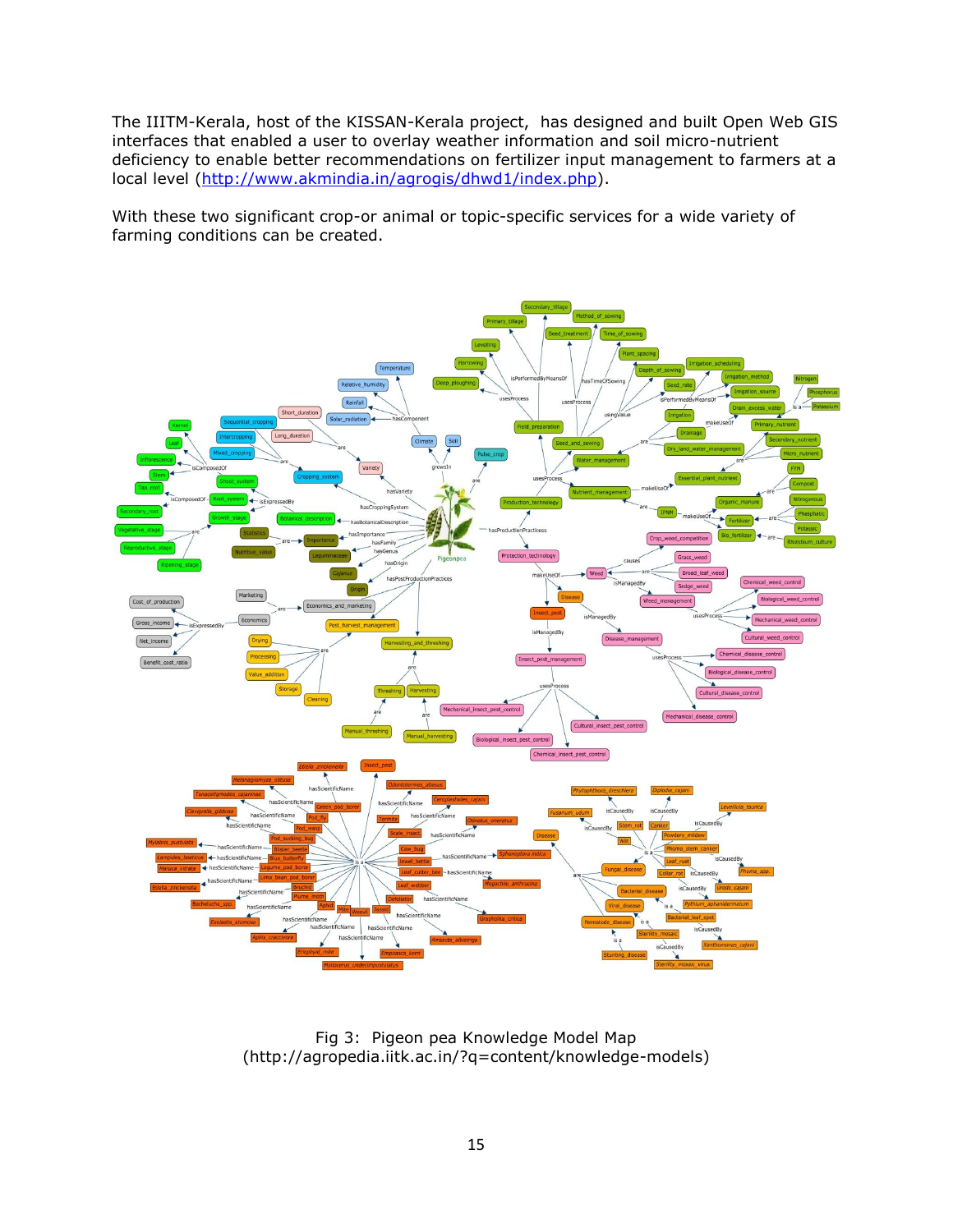The IIITM-Kerala, host of the KISSAN-Kerala project, has designed and built Open Web GIS interfaces that enabled a user to overlay weather information and soil micro-nutrient deficiency to enable better recommendations on fertilizer input management to farmers at a local level (http://www.akmindia.in/agrogis/dhwd1/index.php).

With these two significant crop-or animal or topic-specific services for a wide variety of farming conditions can be created.

Fig 3: Pigeon pea Knowledge Model Map
(http://agropedia.iitk.ac.in/?q=content/knowledge-models)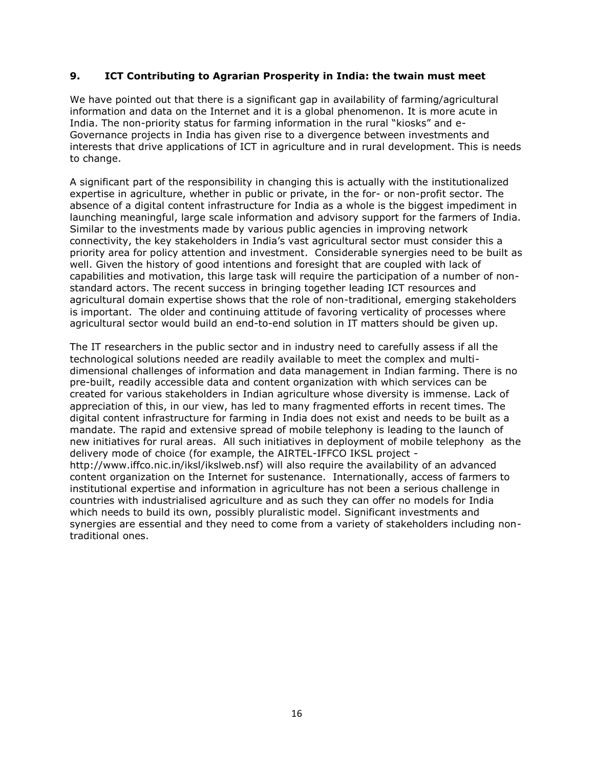## 9. ICT Contributing to Agrarian Prosperity in India: the twain must meet

We have pointed out that there is a significant gap in availability of farming/agricultural information and data on the Internet and it is a global phenomenon. It is more acute in India. The non-priority status for farming information in the rural "kiosks" and e-Governance projects in India has given rise to a divergence between investments and interests that drive applications of ICT in agriculture and in rural development. This is needs to change.

A significant part of the responsibility in changing this is actually with the institutionalized expertise in agriculture, whether in public or private, in the for- or non-profit sector. The absence of a digital content infrastructure for India as a whole is the biggest impediment in launching meaningful, large scale information and advisory support for the farmers of India. Similar to the investments made by various public agencies in improving network connectivity, the key stakeholders in India's vast agricultural sector must consider this a priority area for policy attention and investment. Considerable synergies need to be built as well. Given the history of good intentions and foresight that are coupled with lack of capabilities and motivation, this large task will require the participation of a number of non-standard actors. The recent success in bringing together leading ICT resources and agricultural domain expertise shows that the role of non-traditional, emerging stakeholders is important. The older and continuing attitude of favoring verticality of processes where agricultural sector would build an end-to-end solution in IT matters should be given up.

The IT researchers in the public sector and in industry need to carefully assess if all the technological solutions needed are readily available to meet the complex and multi-dimensional challenges of information and data management in Indian farming. There is no pre-built, readily accessible data and content organization with which services can be created for various stakeholders in Indian agriculture whose diversity is immense. Lack of appreciation of this, in our view, has led to many fragmented efforts in recent times. The digital content infrastructure for farming in India does not exist and needs to be built as a mandate. The rapid and extensive spread of mobile telephony is leading to the launch of new initiatives for rural areas. All such initiatives in deployment of mobile telephony as the delivery mode of choice (for example, the AIRTEL-IFFCO IKSL project - http://www.iffco.nic.in/iksl/ikslweb.nsf) will also require the availability of an advanced content organization on the Internet for sustenance. Internationally, access of farmers to institutional expertise and information in agriculture has not been a serious challenge in countries with industrialised agriculture and as such they can offer no models for India which needs to build its own, possibly pluralistic model. Significant investments and synergies are essential and they need to come from a variety of stakeholders including non-traditional ones.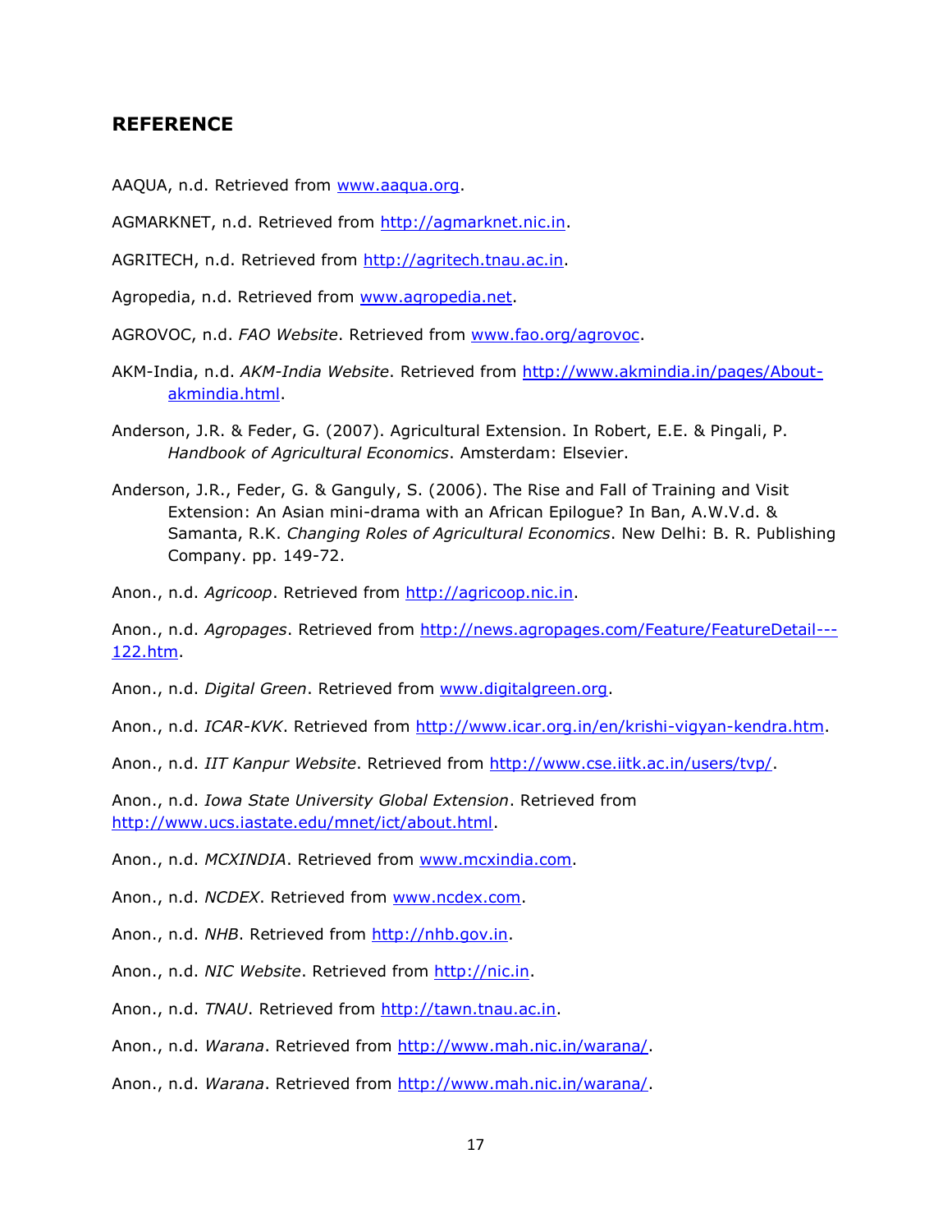## REFERENCE

AAQUA, n.d. Retrieved from www.aaqua.org.

AGMARKNET, n.d. Retrieved from http://agmarknet.nic.in.

AGRITECH, n.d. Retrieved from http://agritech.tnau.ac.in.

Agropedia, n.d. Retrieved from www.agropedia.net.

AGROVOC, n.d. *FAO Website*. Retrieved from www.fao.org/agrovoc.

AKM-India, n.d. *AKM-India Website*. Retrieved from http://www.akmindia.in/pages/About-akmindia.html.

Anderson, J.R. & Feder, G. (2007). Agricultural Extension. In Robert, E.E. & Pingali, P. *Handbook of Agricultural Economics*. Amsterdam: Elsevier.

Anderson, J.R., Feder, G. & Ganguly, S. (2006). The Rise and Fall of Training and Visit Extension: An Asian mini-drama with an African Epilogue? In Ban, A.W.V.d. & Samanta, R.K. *Changing Roles of Agricultural Economics*. New Delhi: B. R. Publishing Company. pp. 149-72.

Anon., n.d. *Agricoop*. Retrieved from http://agricoop.nic.in.

Anon., n.d. *Agropages*. Retrieved from http://news.agropages.com/Feature/FeatureDetail---122.htm.

Anon., n.d. *Digital Green*. Retrieved from www.digitalgreen.org.

Anon., n.d. *ICAR-KVK*. Retrieved from http://www.icar.org.in/en/krishi-vigyan-kendra.htm.

Anon., n.d. *IIT Kanpur Website*. Retrieved from http://www.cse.iitk.ac.in/users/tvp/.

Anon., n.d. *Iowa State University Global Extension*. Retrieved from http://www.ucs.iastate.edu/mnet/ict/about.html.

Anon., n.d. *MCXINDIA*. Retrieved from www.mcxindia.com.

Anon., n.d. *NCDEX*. Retrieved from www.ncdex.com.

Anon., n.d. *NHB*. Retrieved from http://nhb.gov.in.

Anon., n.d. *NIC Website*. Retrieved from http://nic.in.

Anon., n.d. *TNAU*. Retrieved from http://tawn.tnau.ac.in.

Anon., n.d. *Warana*. Retrieved from http://www.mah.nic.in/warana/.

Anon., n.d. *Warana*. Retrieved from http://www.mah.nic.in/warana/.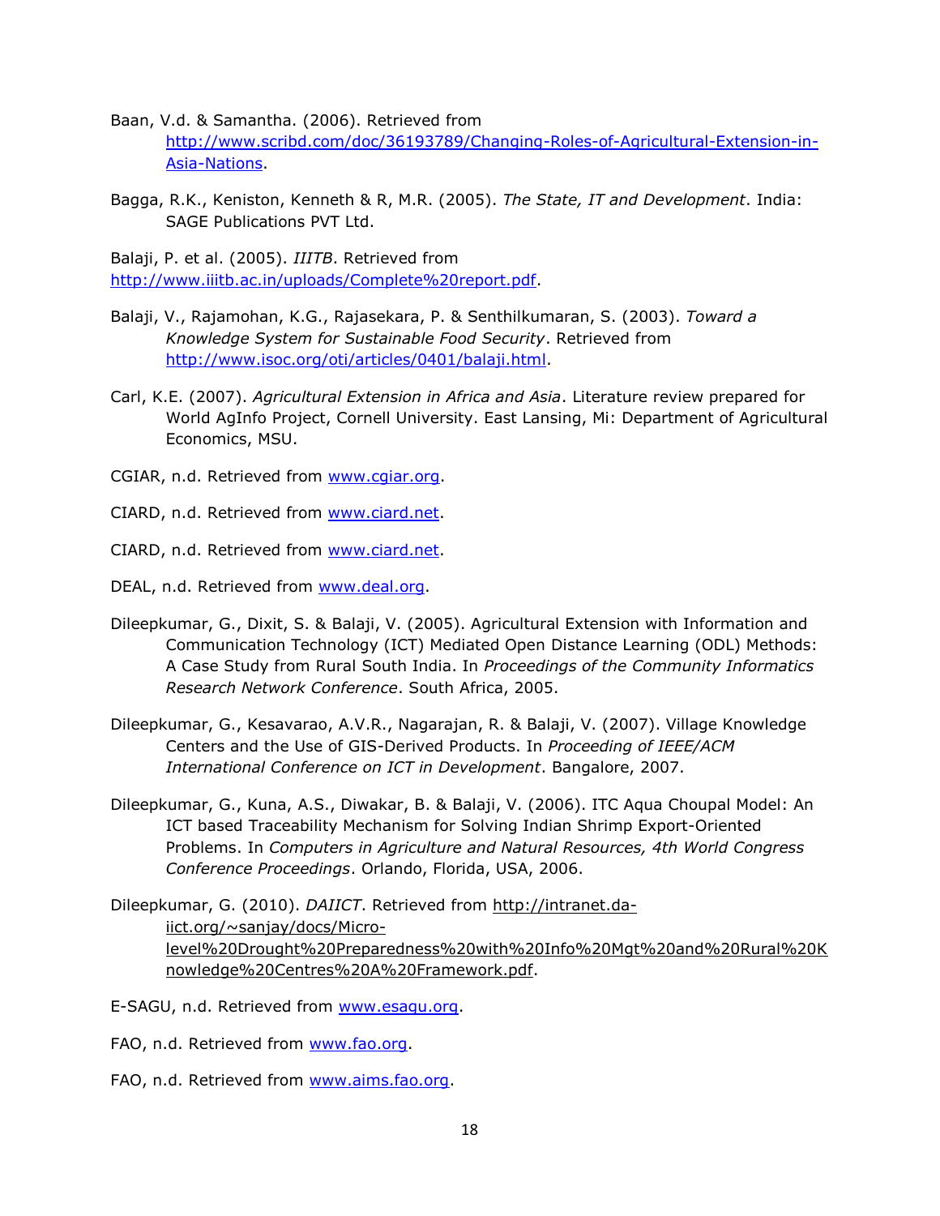Baan, V.d. & Samantha. (2006). Retrieved from http://www.scribd.com/doc/36193789/Changing-Roles-of-Agricultural-Extension-in-Asia-Nations.

Bagga, R.K., Keniston, Kenneth & R, M.R. (2005). *The State, IT and Development*. India: SAGE Publications PVT Ltd.

Balaji, P. et al. (2005). *IIITB*. Retrieved from http://www.iiitb.ac.in/uploads/Complete%20report.pdf.

Balaji, V., Rajamohan, K.G., Rajasekara, P. & Senthilkumaran, S. (2003). *Toward a Knowledge System for Sustainable Food Security*. Retrieved from http://www.isoc.org/oti/articles/0401/balaji.html.

Carl, K.E. (2007). *Agricultural Extension in Africa and Asia*. Literature review prepared for World AgInfo Project, Cornell University. East Lansing, Mi: Department of Agricultural Economics, MSU.

CGIAR, n.d. Retrieved from www.cgiar.org.

CIARD, n.d. Retrieved from www.ciard.net.

CIARD, n.d. Retrieved from www.ciard.net.

DEAL, n.d. Retrieved from www.deal.org.

Dileepkumar, G., Dixit, S. & Balaji, V. (2005). Agricultural Extension with Information and Communication Technology (ICT) Mediated Open Distance Learning (ODL) Methods: A Case Study from Rural South India. In *Proceedings of the Community Informatics Research Network Conference*. South Africa, 2005.

Dileepkumar, G., Kesavarao, A.V.R., Nagarajan, R. & Balaji, V. (2007). Village Knowledge Centers and the Use of GIS-Derived Products. In *Proceeding of IEEE/ACM International Conference on ICT in Development*. Bangalore, 2007.

Dileepkumar, G., Kuna, A.S., Diwakar, B. & Balaji, V. (2006). ITC Aqua Choupal Model: An ICT based Traceability Mechanism for Solving Indian Shrimp Export-Oriented Problems. In *Computers in Agriculture and Natural Resources, 4th World Congress Conference Proceedings*. Orlando, Florida, USA, 2006.

Dileepkumar, G. (2010). *DAIICT*. Retrieved from http://intranet.da-iict.org/~sanjay/docs/Micro-level%20Drought%20Preparedness%20with%20Info%20Mgt%20and%20Rural%20Knowledge%20Centres%20A%20Framework.pdf.

E-SAGU, n.d. Retrieved from www.esagu.org.

FAO, n.d. Retrieved from www.fao.org.

FAO, n.d. Retrieved from www.aims.fao.org.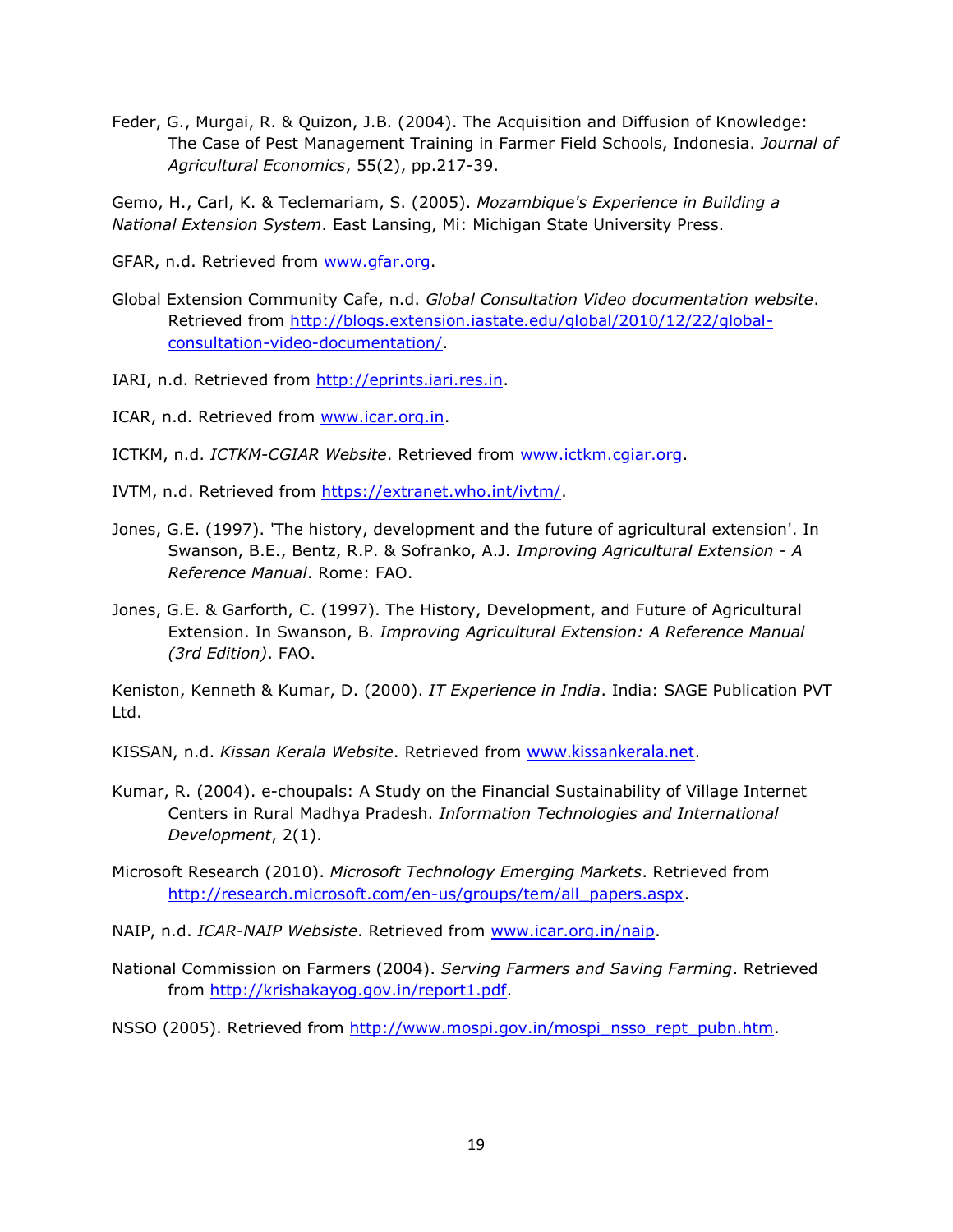Feder, G., Murgai, R. & Quizon, J.B. (2004). The Acquisition and Diffusion of Knowledge: The Case of Pest Management Training in Farmer Field Schools, Indonesia. *Journal of Agricultural Economics*, 55(2), pp.217-39.

Gemo, H., Carl, K. & Teclemariam, S. (2005). *Mozambique's Experience in Building a National Extension System*. East Lansing, Mi: Michigan State University Press.

GFAR, n.d. Retrieved from [www.gfar.org](www.gfar.org).

Global Extension Community Cafe, n.d. *Global Consultation Video documentation website*. Retrieved from [http://blogs.extension.iastate.edu/global/2010/12/22/global-consultation-video-documentation/](http://blogs.extension.iastate.edu/global/2010/12/22/global-consultation-video-documentation/).

IARI, n.d. Retrieved from [http://eprints.iari.res.in](http://eprints.iari.res.in).

ICAR, n.d. Retrieved from [www.icar.org.in](www.icar.org.in).

ICTKM, n.d. *ICTKM-CGIAR Website*. Retrieved from [www.ictkm.cgiar.org](www.ictkm.cgiar.org).

IVTM, n.d. Retrieved from [https://extranet.who.int/ivtm/](https://extranet.who.int/ivtm/).

Jones, G.E. (1997). 'The history, development and the future of agricultural extension'. In Swanson, B.E., Bentz, R.P. & Sofranko, A.J. *Improving Agricultural Extension - A Reference Manual*. Rome: FAO.

Jones, G.E. & Garforth, C. (1997). The History, Development, and Future of Agricultural Extension. In Swanson, B. *Improving Agricultural Extension: A Reference Manual (3rd Edition)*. FAO.

Keniston, Kenneth & Kumar, D. (2000). *IT Experience in India*. India: SAGE Publication PVT Ltd.

KISSAN, n.d. *Kissan Kerala Website*. Retrieved from [www.kissankerala.net](www.kissankerala.net).

Kumar, R. (2004). e-choupals: A Study on the Financial Sustainability of Village Internet Centers in Rural Madhya Pradesh. *Information Technologies and International Development*, 2(1).

Microsoft Research (2010). *Microsoft Technology Emerging Markets*. Retrieved from [http://research.microsoft.com/en-us/groups/tem/all_papers.aspx](http://research.microsoft.com/en-us/groups/tem/all_papers.aspx).

NAIP, n.d. *ICAR-NAIP Websiste*. Retrieved from [www.icar.org.in/naip](www.icar.org.in/naip).

National Commission on Farmers (2004). *Serving Farmers and Saving Farming*. Retrieved from [http://krishakayog.gov.in/report1.pdf](http://krishakayog.gov.in/report1.pdf).

NSSO (2005). Retrieved from [http://www.mospi.gov.in/mospi_nsso_rept_pubn.htm](http://www.mospi.gov.in/mospi_nsso_rept_pubn.htm).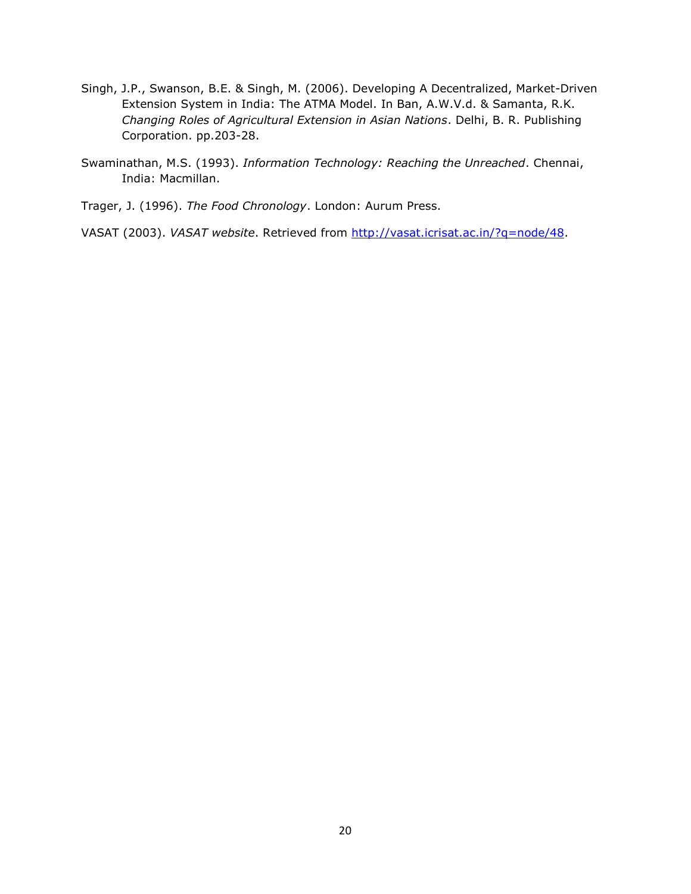Singh, J.P., Swanson, B.E. & Singh, M. (2006). Developing A Decentralized, Market-Driven Extension System in India: The ATMA Model. In Ban, A.W.V.d. & Samanta, R.K. *Changing Roles of Agricultural Extension in Asian Nations*. Delhi, B. R. Publishing Corporation. pp.203-28.

Swaminathan, M.S. (1993). *Information Technology: Reaching the Unreached*. Chennai, India: Macmillan.

Trager, J. (1996). *The Food Chronology*. London: Aurum Press.

VASAT (2003). *VASAT website*. Retrieved from http://vasat.icrisat.ac.in/?q=node/48.